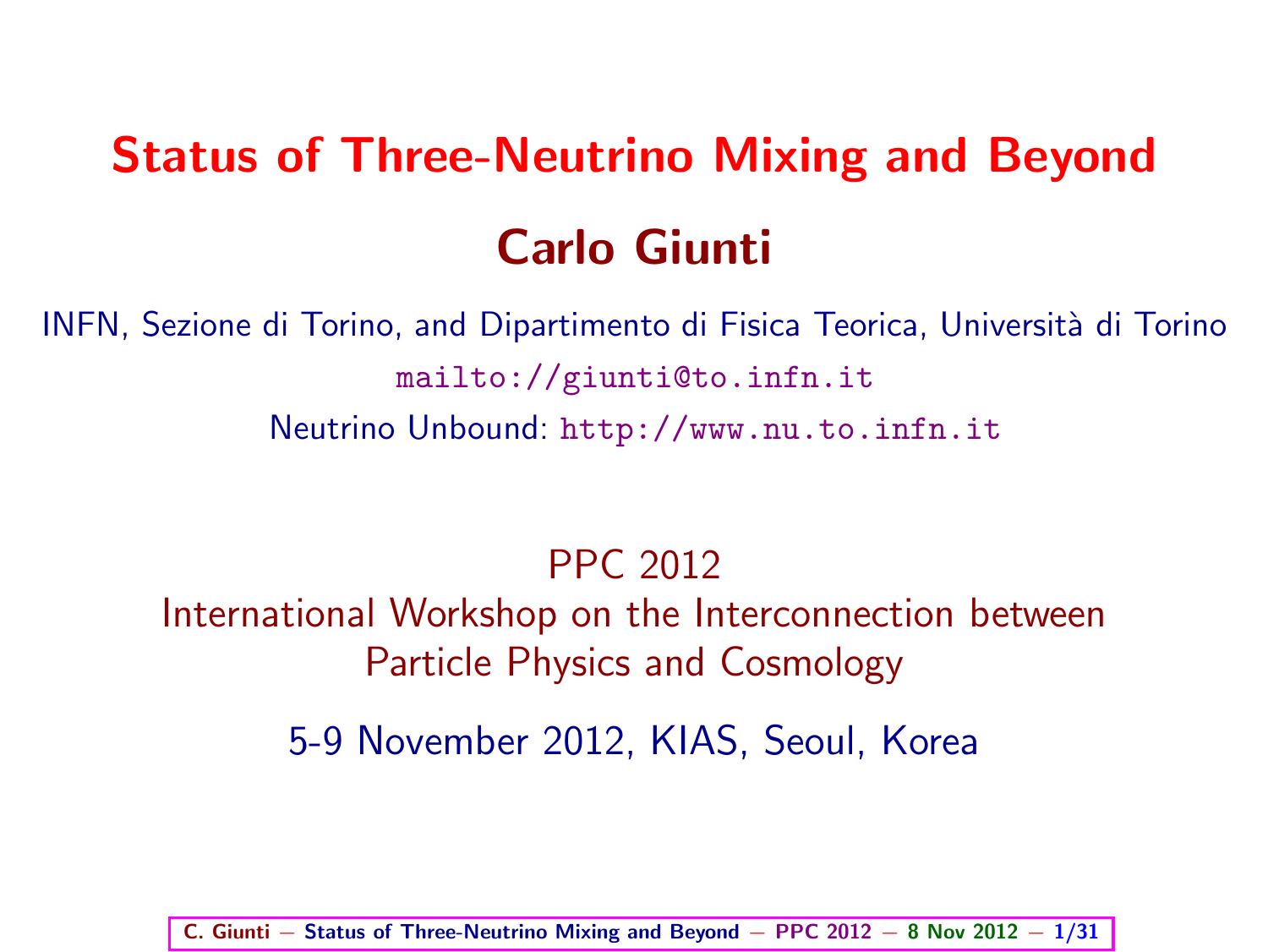# Status of Three-Neutrino Mixing and Beyond

## Carlo Giunti

INFN, Sezione di Torino, and Dipartimento di Fisica Teorica, Università di Torino

mailto://giunti@to.infn.it

Neutrino Unbound: http://www.nu.to.infn.it

PPC 2012
International Workshop on the Interconnection between Particle Physics and Cosmology

5-9 November 2012, KIAS, Seoul, Korea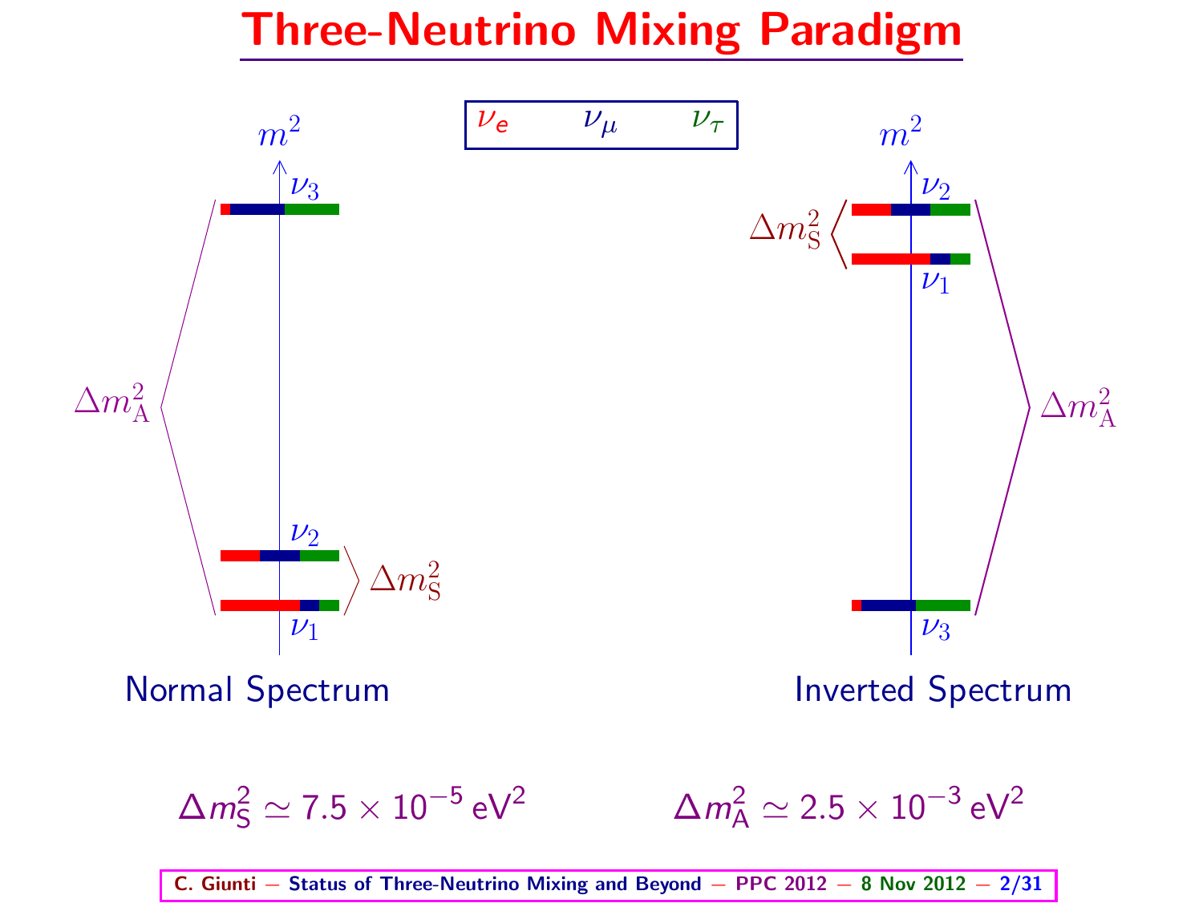# Three-Neutrino Mixing Paradigm

$\nu_e$ $\nu_\mu$ $\nu_\tau$

$m^2$

$\nu_3$

$\Delta m^2_{\rm A}$

$\nu_2$

$\Delta m^2_{\rm S}$

$\nu_1$

Normal Spectrum

$m^2$

$\nu_2$

$\Delta m^2_{\rm S}$

$\nu_1$

$\Delta m^2_{\rm A}$

$\nu_3$

Inverted Spectrum

$\Delta m^2_{\rm S} \simeq 7.5 \times 10^{-5}\,{\rm eV}^2$ $\Delta m^2_{\rm A} \simeq 2.5 \times 10^{-3}\,{\rm eV}^2$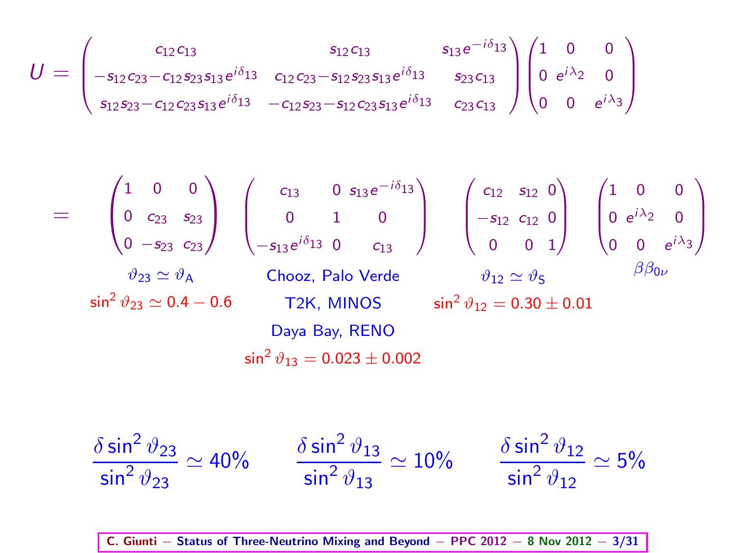$$U = \begin{pmatrix} c_{12}c_{13} & s_{12}c_{13} & s_{13}e^{-i\delta_{13}} \\ -s_{12}c_{23}-c_{12}s_{23}s_{13}e^{i\delta_{13}} & c_{12}c_{23}-s_{12}s_{23}s_{13}e^{i\delta_{13}} & s_{23}c_{13} \\ s_{12}s_{23}-c_{12}c_{23}s_{13}e^{i\delta_{13}} & -c_{12}s_{23}-s_{12}c_{23}s_{13}e^{i\delta_{13}} & c_{23}c_{13} \end{pmatrix} \begin{pmatrix} 1 & 0 & 0 \\ 0 & e^{i\lambda_2} & 0 \\ 0 & 0 & e^{i\lambda_3} \end{pmatrix}$$

$$= \begin{pmatrix} 1 & 0 & 0 \\ 0 & c_{23} & s_{23} \\ 0 & -s_{23} & c_{23} \end{pmatrix} \begin{pmatrix} c_{13} & 0 & s_{13}e^{-i\delta_{13}} \\ 0 & 1 & 0 \\ -s_{13}e^{i\delta_{13}} & 0 & c_{13} \end{pmatrix} \begin{pmatrix} c_{12} & s_{12} & 0 \\ -s_{12} & c_{12} & 0 \\ 0 & 0 & 1 \end{pmatrix} \begin{pmatrix} 1 & 0 & 0 \\ 0 & e^{i\lambda_2} & 0 \\ 0 & 0 & e^{i\lambda_3} \end{pmatrix}$$

| $\vartheta_{23} \simeq \vartheta_{A}$ | Chooz, Palo Verde | $\vartheta_{12} \simeq \vartheta_{S}$ | $\beta\beta_{0\nu}$ |
|---|---|---|---|
| $\sin^2\vartheta_{23} \simeq 0.4 - 0.6$ | T2K, MINOS | $\sin^2\vartheta_{12} = 0.30 \pm 0.01$ | |
| | Daya Bay, RENO | | |
| | $\sin^2\vartheta_{13} = 0.023 \pm 0.002$ | | |

$$\frac{\delta \sin^2\vartheta_{23}}{\sin^2\vartheta_{23}} \simeq 40\% \qquad \frac{\delta \sin^2\vartheta_{13}}{\sin^2\vartheta_{13}} \simeq 10\% \qquad \frac{\delta \sin^2\vartheta_{12}}{\sin^2\vartheta_{12}} \simeq 5\%$$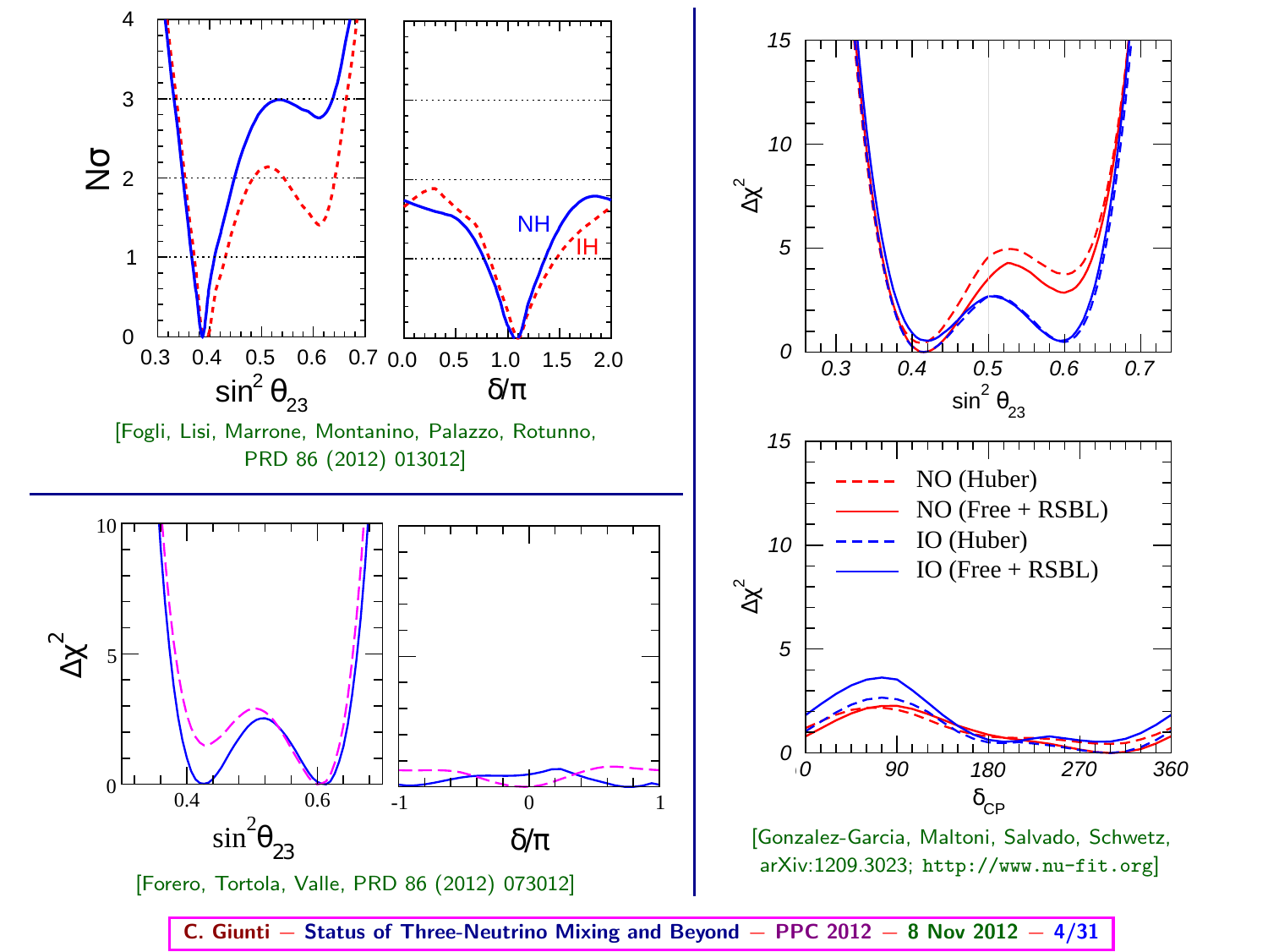[Fogli, Lisi, Marrone, Montanino, Palazzo, Rotunno, PRD 86 (2012) 013012]

[Forero, Tortola, Valle, PRD 86 (2012) 073012]

[Gonzalez-Garcia, Maltoni, Salvado, Schwetz, arXiv:1209.3023; http://www.nu-fit.org]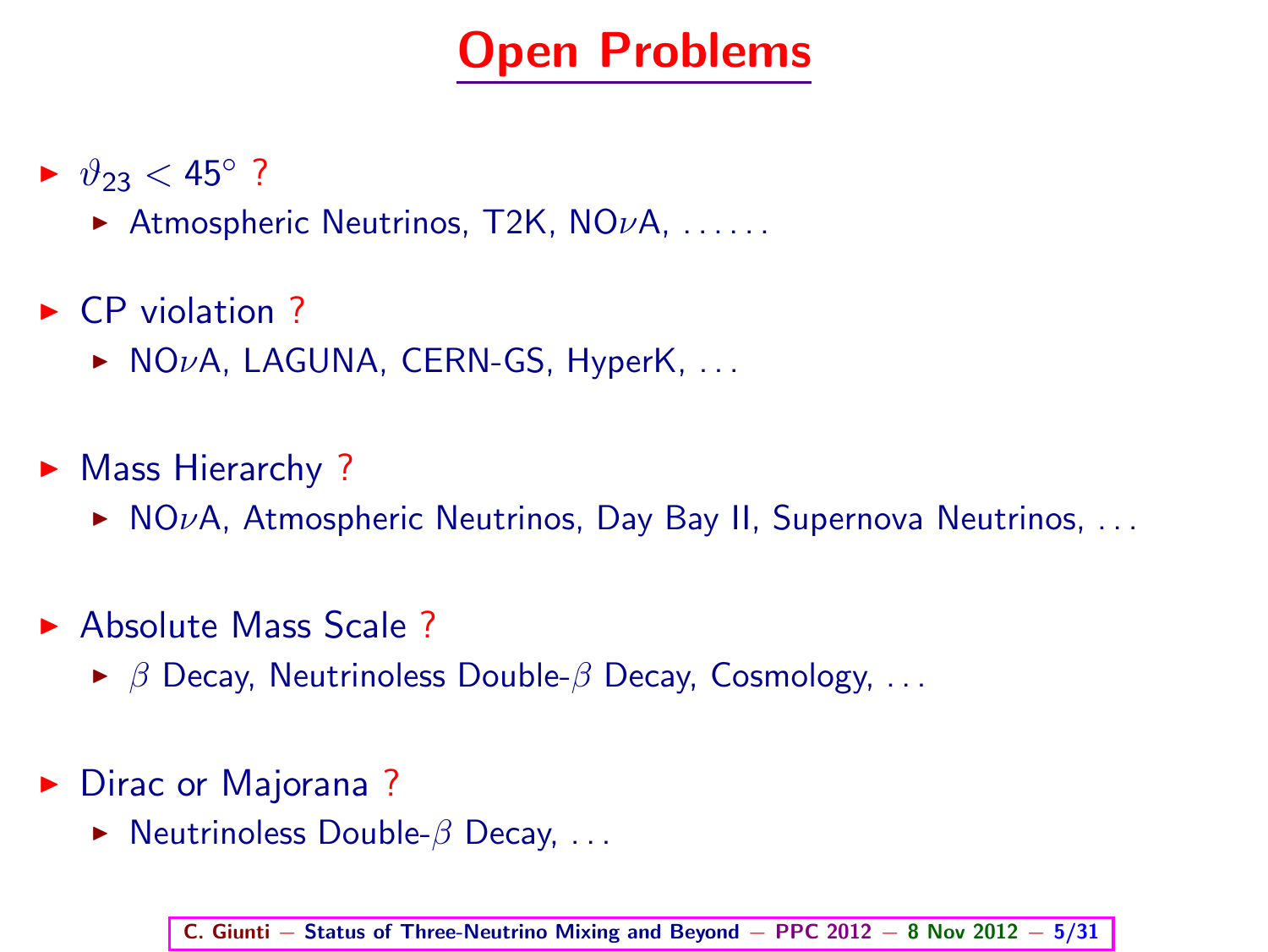# Open Problems

- $\vartheta_{23} < 45^\circ$ ?
  - Atmospheric Neutrinos, T2K, NO$\nu$A, ......
- CP violation ?
  - NO$\nu$A, LAGUNA, CERN-GS, HyperK, ...
- Mass Hierarchy ?
  - NO$\nu$A, Atmospheric Neutrinos, Day Bay II, Supernova Neutrinos, ...
- Absolute Mass Scale ?
  - $\beta$ Decay, Neutrinoless Double-$\beta$ Decay, Cosmology, ...
- Dirac or Majorana ?
  - Neutrinoless Double-$\beta$ Decay, ...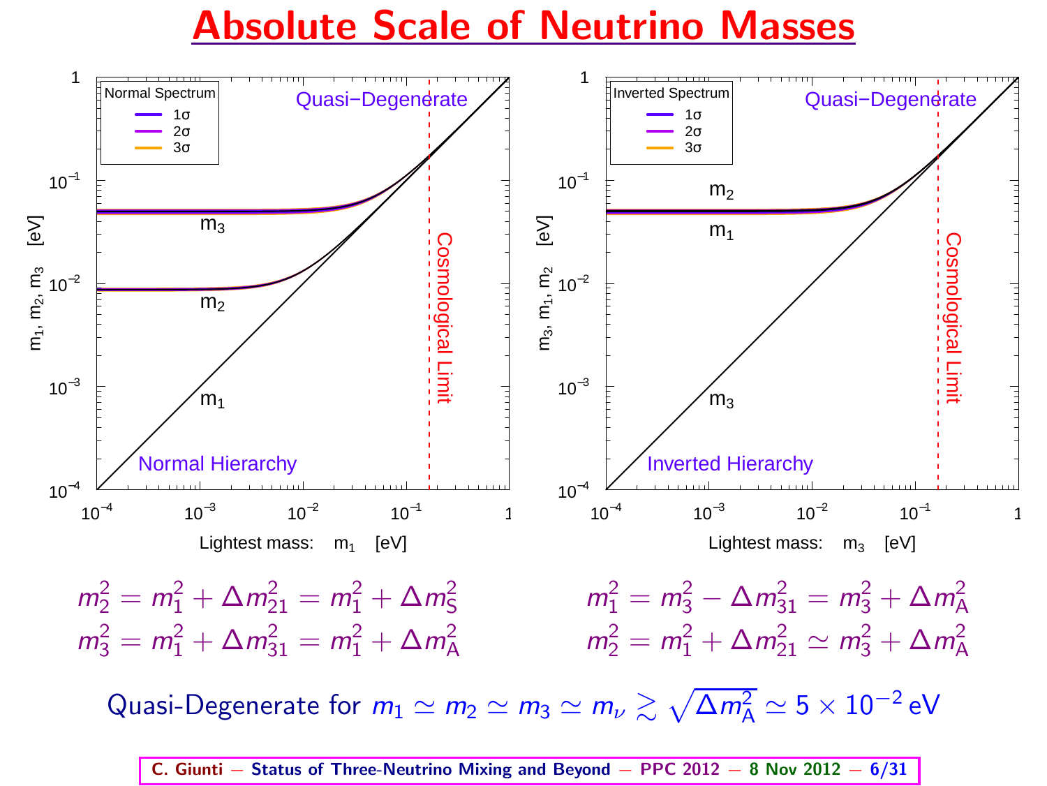# Absolute Scale of Neutrino Masses

$$m_2^2 = m_1^2 + \Delta m_{21}^2 = m_1^2 + \Delta m_S^2$$

$$m_3^2 = m_1^2 + \Delta m_{31}^2 = m_1^2 + \Delta m_A^2$$

$$m_1^2 = m_3^2 - \Delta m_{31}^2 = m_3^2 + \Delta m_A^2$$

$$m_2^2 = m_1^2 + \Delta m_{21}^2 \simeq m_3^2 + \Delta m_A^2$$

Quasi-Degenerate for $m_1 \simeq m_2 \simeq m_3 \simeq m_\nu \gtrsim \sqrt{\Delta m_A^2} \simeq 5 \times 10^{-2}\,\text{eV}$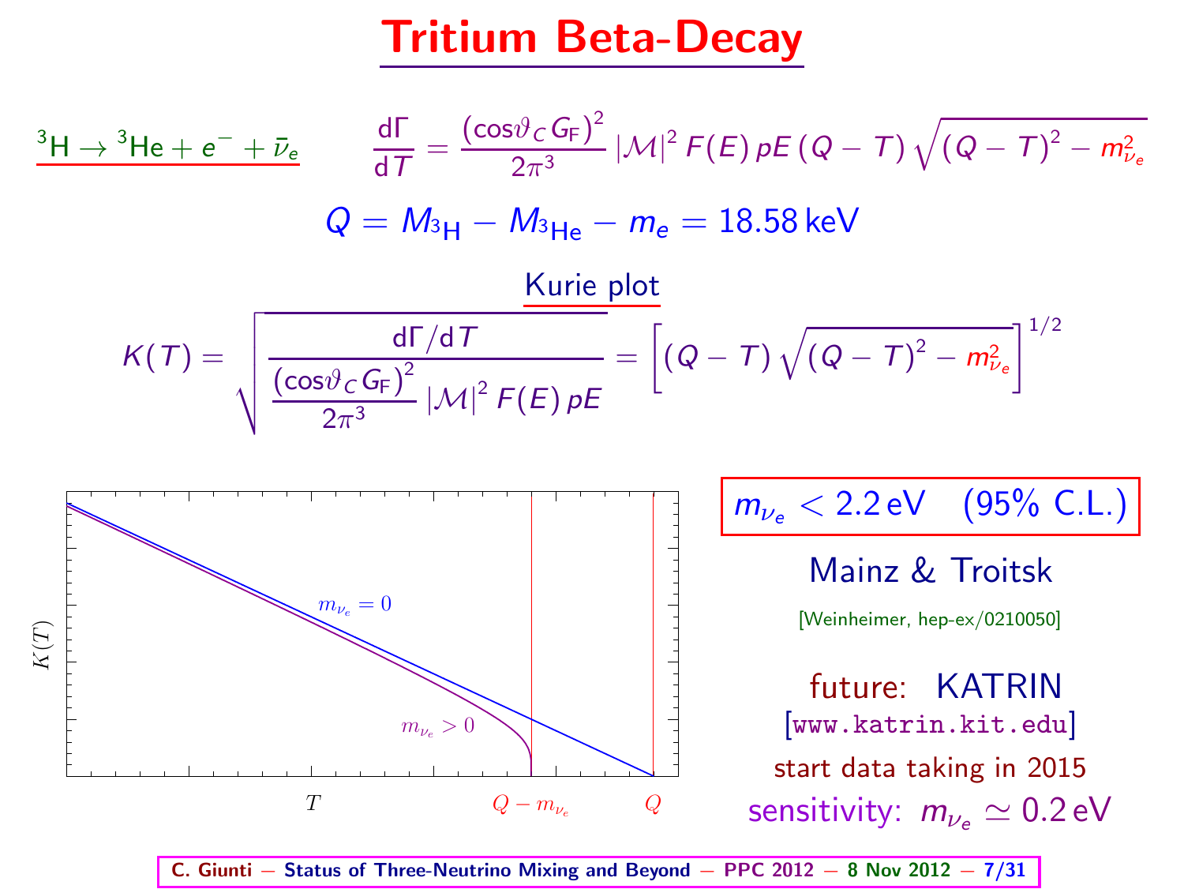# Tritium Beta-Decay

$^3\mathrm{H} \to {}^3\mathrm{He} + e^- + \bar{\nu}_e$

$$\frac{\mathrm{d}\Gamma}{\mathrm{d}T} = \frac{(\cos\vartheta_C G_F)^2}{2\pi^3} |\mathcal{M}|^2 F(E)\, pE\, (Q - T) \sqrt{(Q-T)^2 - m_{\nu_e}^2}$$

$$Q = M_{^3\mathrm{H}} - M_{^3\mathrm{He}} - m_e = 18.58\,\mathrm{keV}$$

## Kurie plot

$$K(T) = \sqrt{\frac{\mathrm{d}\Gamma/\mathrm{d}T}{\frac{(\cos\vartheta_C G_F)^2}{2\pi^3} |\mathcal{M}|^2 F(E)\, pE}} = \left[ (Q - T) \sqrt{(Q-T)^2 - m_{\nu_e}^2} \right]^{1/2}$$

$K(T)$ vs $T$: $m_{\nu_e} = 0$ (endpoint $Q$), $m_{\nu_e} > 0$ (endpoint $Q - m_{\nu_e}$)

$m_{\nu_e} < 2.2\,\mathrm{eV}$ (95% C.L.)

Mainz & Troitsk

[Weinheimer, hep-ex/0210050]

future: KATRIN

[www.katrin.kit.edu]

start data taking in 2015

sensitivity: $m_{\nu_e} \simeq 0.2\,\mathrm{eV}$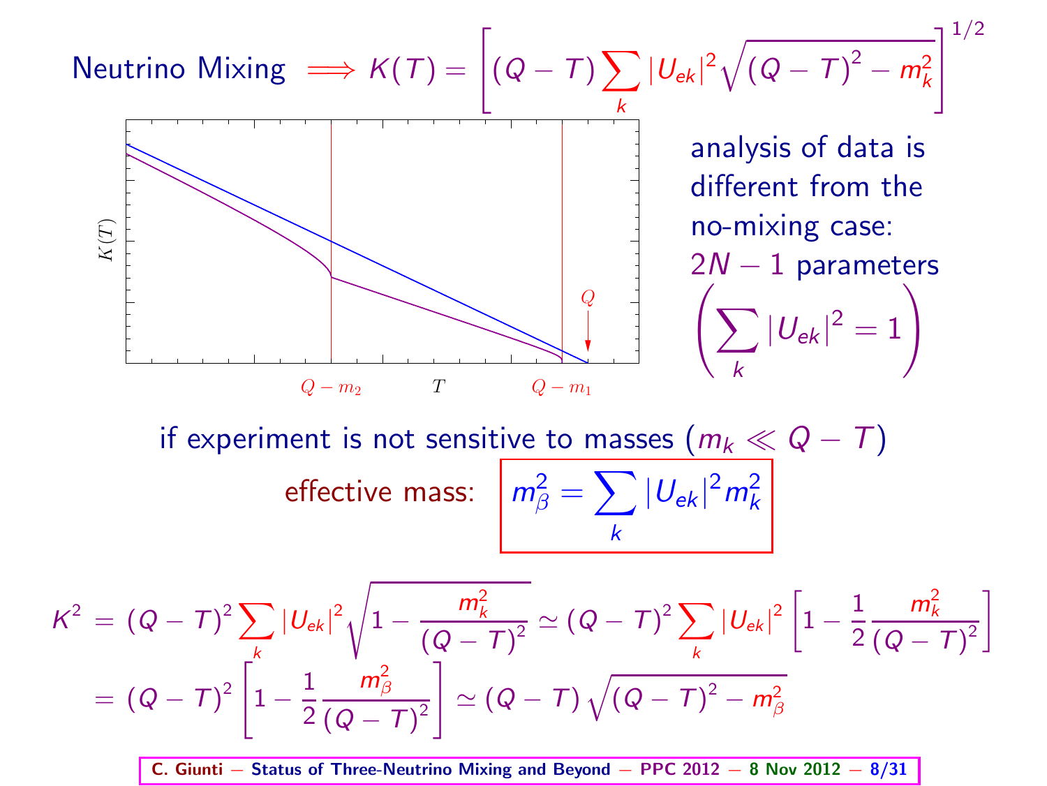Neutrino Mixing $\Longrightarrow K(T) = \left[ (Q-T) \sum_k |U_{ek}|^2 \sqrt{(Q-T)^2 - m_k^2} \right]^{1/2}$

analysis of data is different from the no-mixing case: $2N-1$ parameters

$$\left( \sum_k |U_{ek}|^2 = 1 \right)$$

if experiment is not sensitive to masses ($m_k \ll Q - T$)

effective mass: $m_\beta^2 = \sum_k |U_{ek}|^2 m_k^2$

$$K^2 = (Q-T)^2 \sum_k |U_{ek}|^2 \sqrt{1 - \frac{m_k^2}{(Q-T)^2}} \simeq (Q-T)^2 \sum_k |U_{ek}|^2 \left[ 1 - \frac{1}{2} \frac{m_k^2}{(Q-T)^2} \right]$$

$$= (Q-T)^2 \left[ 1 - \frac{1}{2} \frac{m_\beta^2}{(Q-T)^2} \right] \simeq (Q-T) \sqrt{(Q-T)^2 - m_\beta^2}$$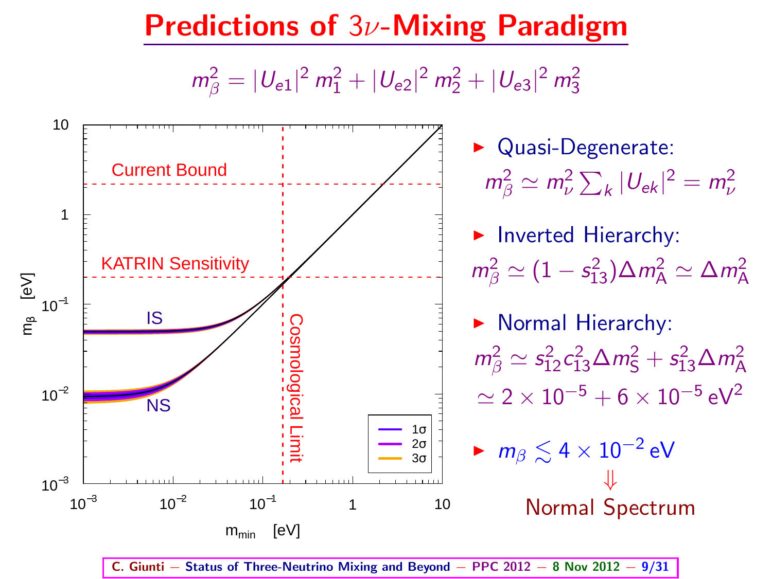# Predictions of $3\nu$-Mixing Paradigm

$$m_\beta^2 = |U_{e1}|^2\, m_1^2 + |U_{e2}|^2\, m_2^2 + |U_{e3}|^2\, m_3^2$$

- Quasi-Degenerate:
  $$m_\beta^2 \simeq m_\nu^2 \sum_k |U_{ek}|^2 = m_\nu^2$$

- Inverted Hierarchy:
  $$m_\beta^2 \simeq (1 - s_{13}^2)\Delta m_{\text{A}}^2 \simeq \Delta m_{\text{A}}^2$$

- Normal Hierarchy:
  $$m_\beta^2 \simeq s_{12}^2 c_{13}^2 \Delta m_{\text{S}}^2 + s_{13}^2 \Delta m_{\text{A}}^2$$
  $$\simeq 2 \times 10^{-5} + 6 \times 10^{-5}\,\text{eV}^2$$

- $m_\beta \lesssim 4 \times 10^{-2}\,\text{eV}$

  $\Downarrow$

  Normal Spectrum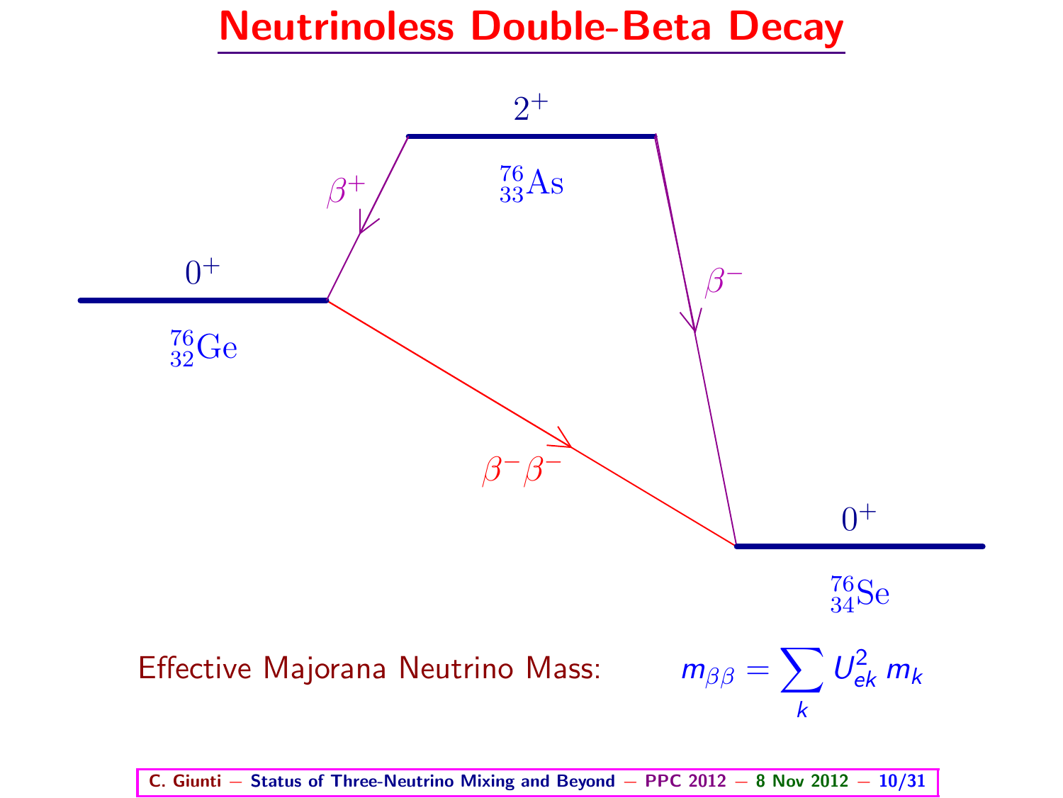# Neutrinoless Double-Beta Decay

$0^+$

$^{76}_{32}\mathrm{Ge}$

$2^+$

$^{76}_{33}\mathrm{As}$

$\beta^+$

$\beta^-$

$\beta^-\beta^-$

$0^+$

$^{76}_{34}\mathrm{Se}$

Effective Majorana Neutrino Mass: $$m_{\beta\beta} = \sum_k U_{ek}^2 \, m_k$$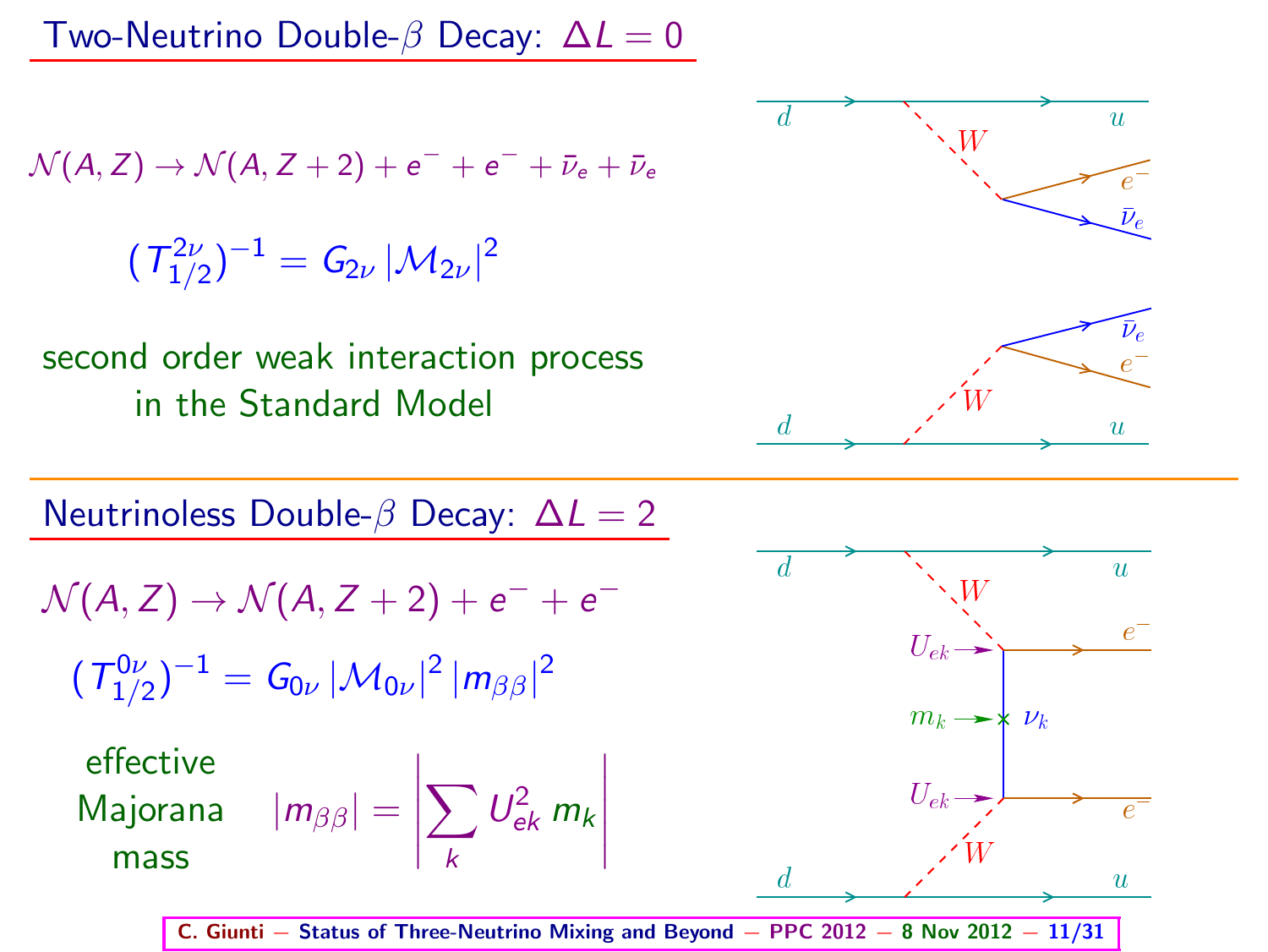## Two-Neutrino Double-$\beta$ Decay: $\Delta L = 0$

$$\mathcal{N}(A, Z) \to \mathcal{N}(A, Z+2) + e^- + e^- + \bar{\nu}_e + \bar{\nu}_e$$

$$(T^{2\nu}_{1/2})^{-1} = G_{2\nu} \, |\mathcal{M}_{2\nu}|^2$$

second order weak interaction process in the Standard Model

## Neutrinoless Double-$\beta$ Decay: $\Delta L = 2$

$$\mathcal{N}(A, Z) \to \mathcal{N}(A, Z+2) + e^- + e^-$$

$$(T^{0\nu}_{1/2})^{-1} = G_{0\nu} \, |\mathcal{M}_{0\nu}|^2 \, |m_{\beta\beta}|^2$$

effective Majorana mass

$$|m_{\beta\beta}| = \left| \sum_k U_{ek}^2 \, m_k \right|$$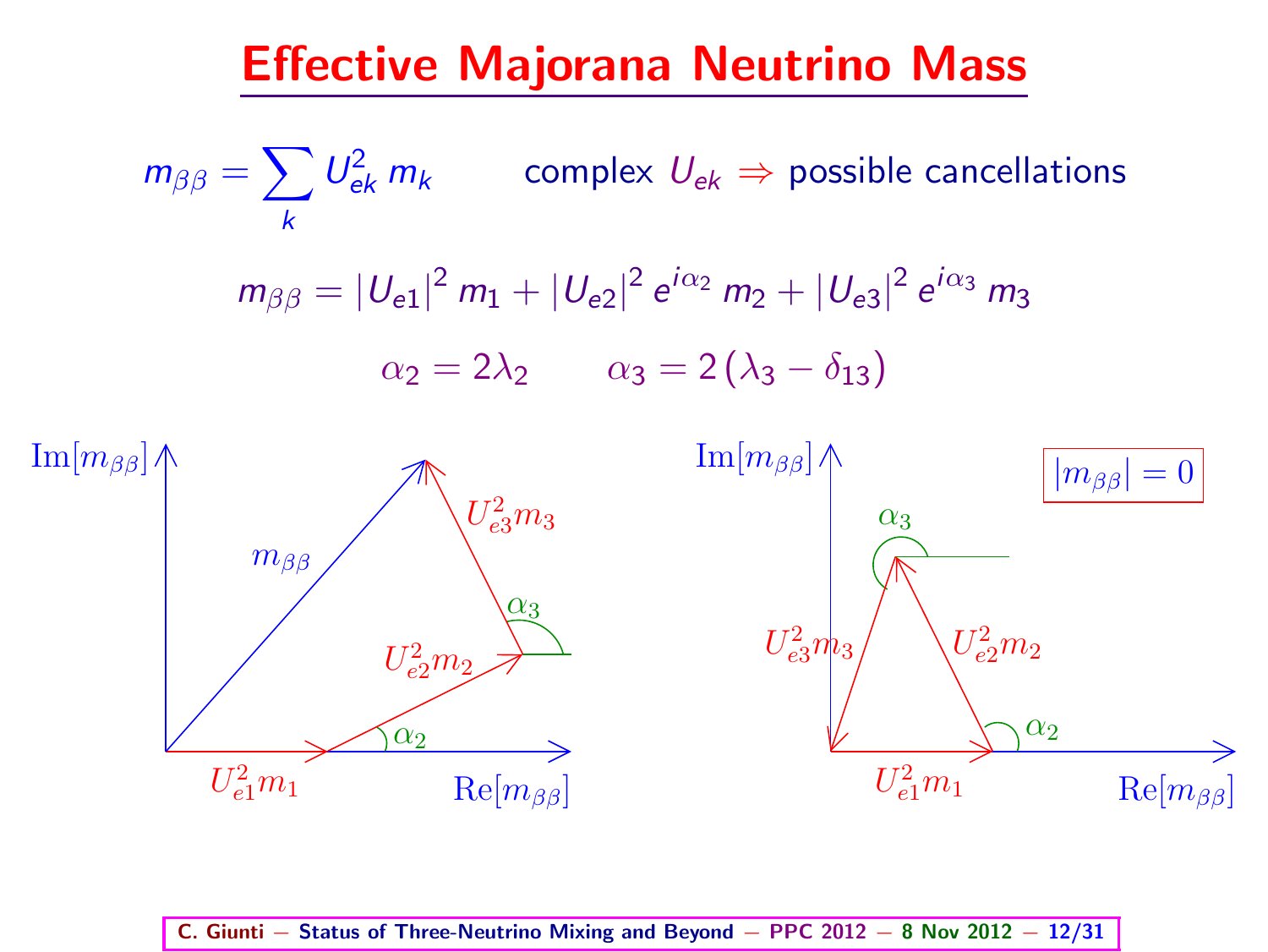# Effective Majorana Neutrino Mass

$$m_{\beta\beta} = \sum_k U_{ek}^2 \, m_k \qquad \text{complex } U_{ek} \Rightarrow \text{possible cancellations}$$

$$m_{\beta\beta} = |U_{e1}|^2 \, m_1 + |U_{e2}|^2 \, e^{i\alpha_2} \, m_2 + |U_{e3}|^2 \, e^{i\alpha_3} \, m_3$$

$$\alpha_2 = 2\lambda_2 \qquad \alpha_3 = 2\,(\lambda_3 - \delta_{13})$$

$\mathrm{Im}[m_{\beta\beta}]$ $\mathrm{Re}[m_{\beta\beta}]$ $m_{\beta\beta}$ $U_{e1}^2 m_1$ $U_{e2}^2 m_2$ $U_{e3}^2 m_3$ $\alpha_2$ $\alpha_3$

$\mathrm{Im}[m_{\beta\beta}]$ $\mathrm{Re}[m_{\beta\beta}]$ $|m_{\beta\beta}| = 0$ $U_{e1}^2 m_1$ $U_{e2}^2 m_2$ $U_{e3}^2 m_3$ $\alpha_2$ $\alpha_3$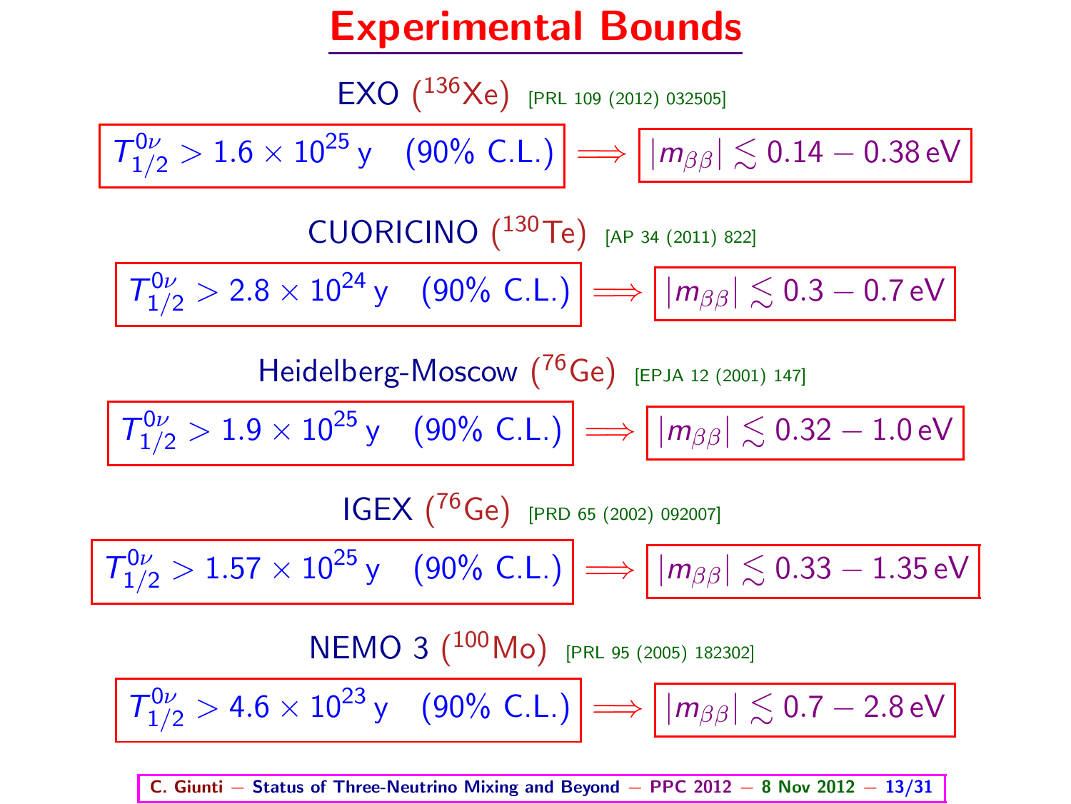# Experimental Bounds

EXO ($^{136}$Xe) [PRL 109 (2012) 032505]

$$T^{0\nu}_{1/2} > 1.6 \times 10^{25}\,\text{y} \quad (90\%\ \text{C.L.}) \Longrightarrow |m_{\beta\beta}| \lesssim 0.14 - 0.38\,\text{eV}$$

CUORICINO ($^{130}$Te) [AP 34 (2011) 822]

$$T^{0\nu}_{1/2} > 2.8 \times 10^{24}\,\text{y} \quad (90\%\ \text{C.L.}) \Longrightarrow |m_{\beta\beta}| \lesssim 0.3 - 0.7\,\text{eV}$$

Heidelberg-Moscow ($^{76}$Ge) [EPJA 12 (2001) 147]

$$T^{0\nu}_{1/2} > 1.9 \times 10^{25}\,\text{y} \quad (90\%\ \text{C.L.}) \Longrightarrow |m_{\beta\beta}| \lesssim 0.32 - 1.0\,\text{eV}$$

IGEX ($^{76}$Ge) [PRD 65 (2002) 092007]

$$T^{0\nu}_{1/2} > 1.57 \times 10^{25}\,\text{y} \quad (90\%\ \text{C.L.}) \Longrightarrow |m_{\beta\beta}| \lesssim 0.33 - 1.35\,\text{eV}$$

NEMO 3 ($^{100}$Mo) [PRL 95 (2005) 182302]

$$T^{0\nu}_{1/2} > 4.6 \times 10^{23}\,\text{y} \quad (90\%\ \text{C.L.}) \Longrightarrow |m_{\beta\beta}| \lesssim 0.7 - 2.8\,\text{eV}$$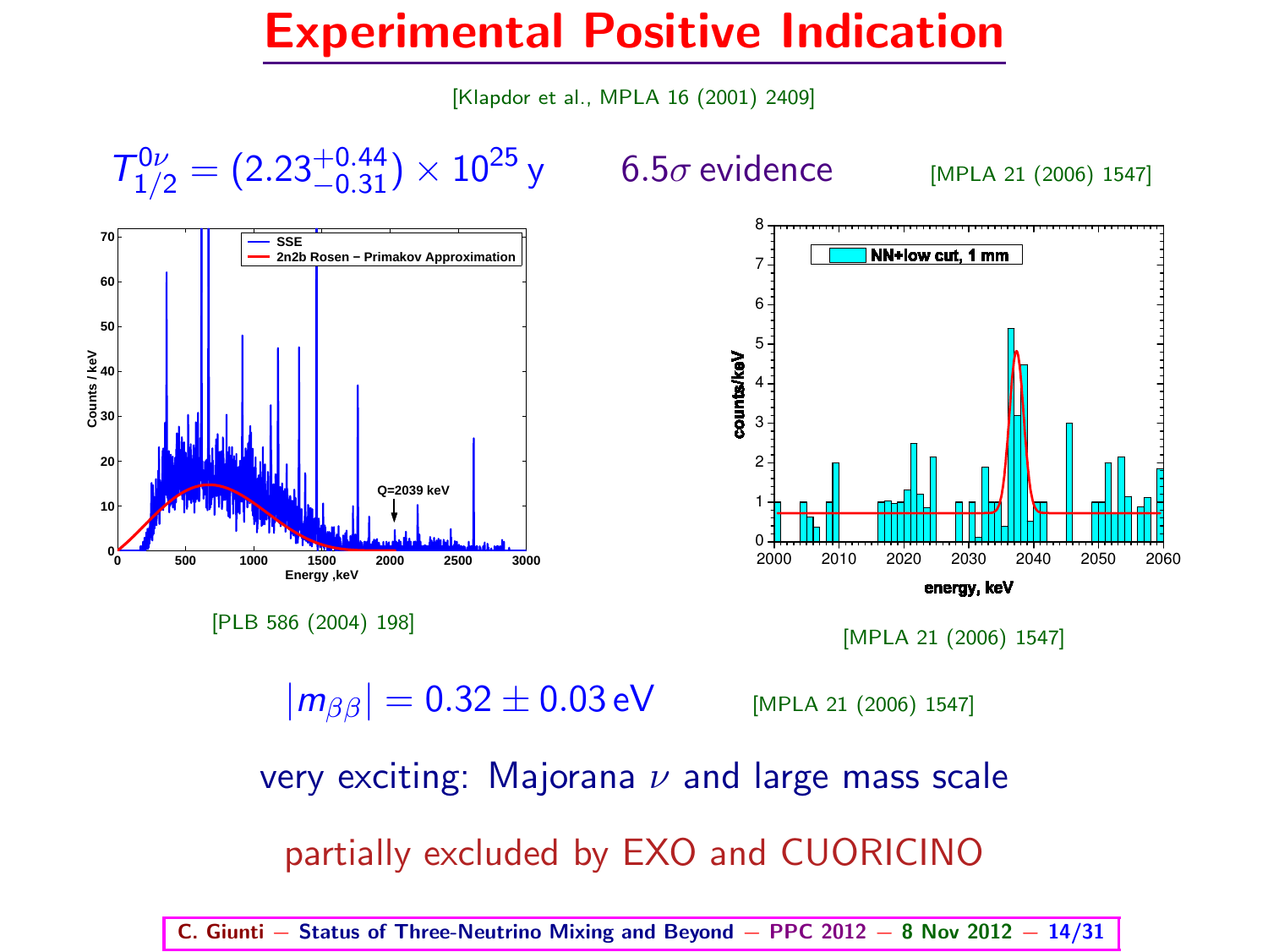# Experimental Positive Indication

[Klapdor et al., MPLA 16 (2001) 2409]

$T^{0\nu}_{1/2} = (2.23^{+0.44}_{-0.31}) \times 10^{25}\,\mathrm{y}$ 6.5$\sigma$ evidence [MPLA 21 (2006) 1547]

[PLB 586 (2004) 198]

[MPLA 21 (2006) 1547]

$|m_{\beta\beta}| = 0.32 \pm 0.03\,\mathrm{eV}$ [MPLA 21 (2006) 1547]

very exciting: Majorana $\nu$ and large mass scale

partially excluded by EXO and CUORICINO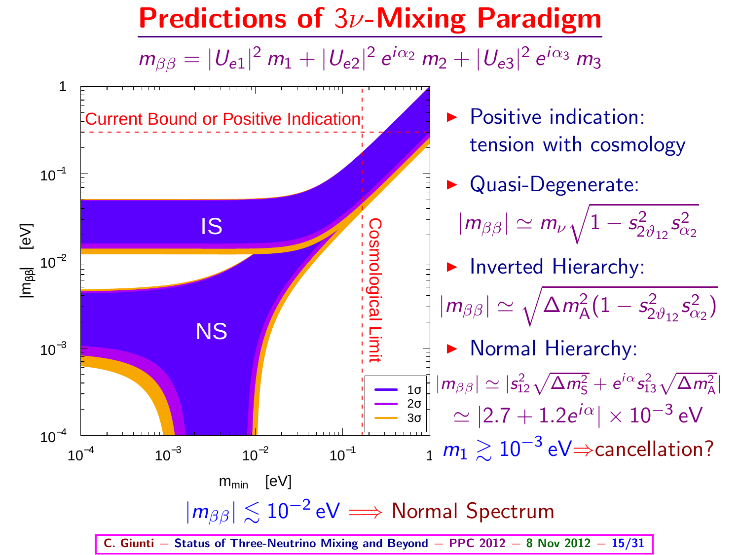# Predictions of $3\nu$-Mixing Paradigm

$$m_{\beta\beta} = |U_{e1}|^2 \, m_1 + |U_{e2}|^2 \, e^{i\alpha_2} \, m_2 + |U_{e3}|^2 \, e^{i\alpha_3} \, m_3$$

- Positive indication: tension with cosmology
- Quasi-Degenerate:

$$|m_{\beta\beta}| \simeq m_\nu \sqrt{1 - s^2_{2\vartheta_{12}} s^2_{\alpha_2}}$$

- Inverted Hierarchy:

$$|m_{\beta\beta}| \simeq \sqrt{\Delta m^2_{\text{A}} (1 - s^2_{2\vartheta_{12}} s^2_{\alpha_2})}$$

- Normal Hierarchy:

$$|m_{\beta\beta}| \simeq |s^2_{12} \sqrt{\Delta m^2_{\text{S}}} + e^{i\alpha} s^2_{13} \sqrt{\Delta m^2_{\text{A}}}|$$

$$\simeq |2.7 + 1.2 e^{i\alpha}| \times 10^{-3} \, \text{eV}$$

$m_1 \gtrsim 10^{-3}$ eV $\Rightarrow$ cancellation?

$|m_{\beta\beta}| \lesssim 10^{-2}$ eV $\Longrightarrow$ Normal Spectrum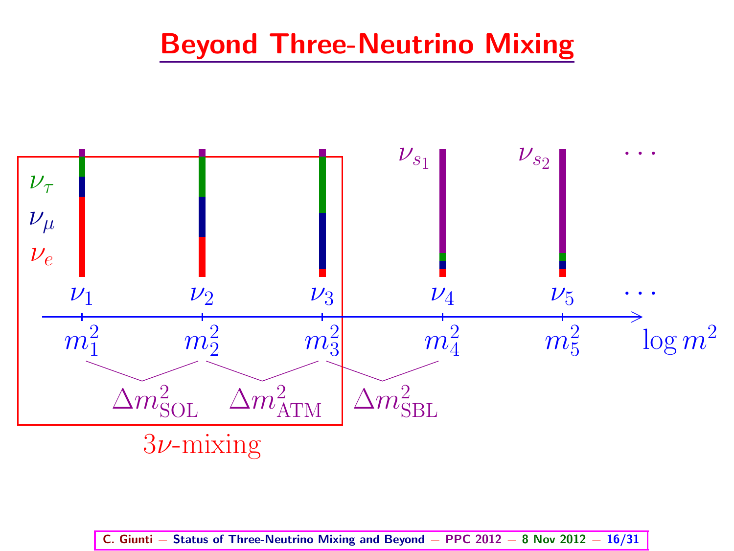# Beyond Three-Neutrino Mixing

$\nu_\tau$

$\nu_\mu$

$\nu_e$

$\nu_{s_1}$ $\nu_{s_2}$ $\cdots$

$\nu_1$ $\nu_2$ $\nu_3$ $\nu_4$ $\nu_5$ $\cdots$

$m_1^2$ $m_2^2$ $m_3^2$ $m_4^2$ $m_5^2$ $\log m^2$

$\Delta m^2_{\text{SOL}}$ $\Delta m^2_{\text{ATM}}$ $\Delta m^2_{\text{SBL}}$

$3\nu$-mixing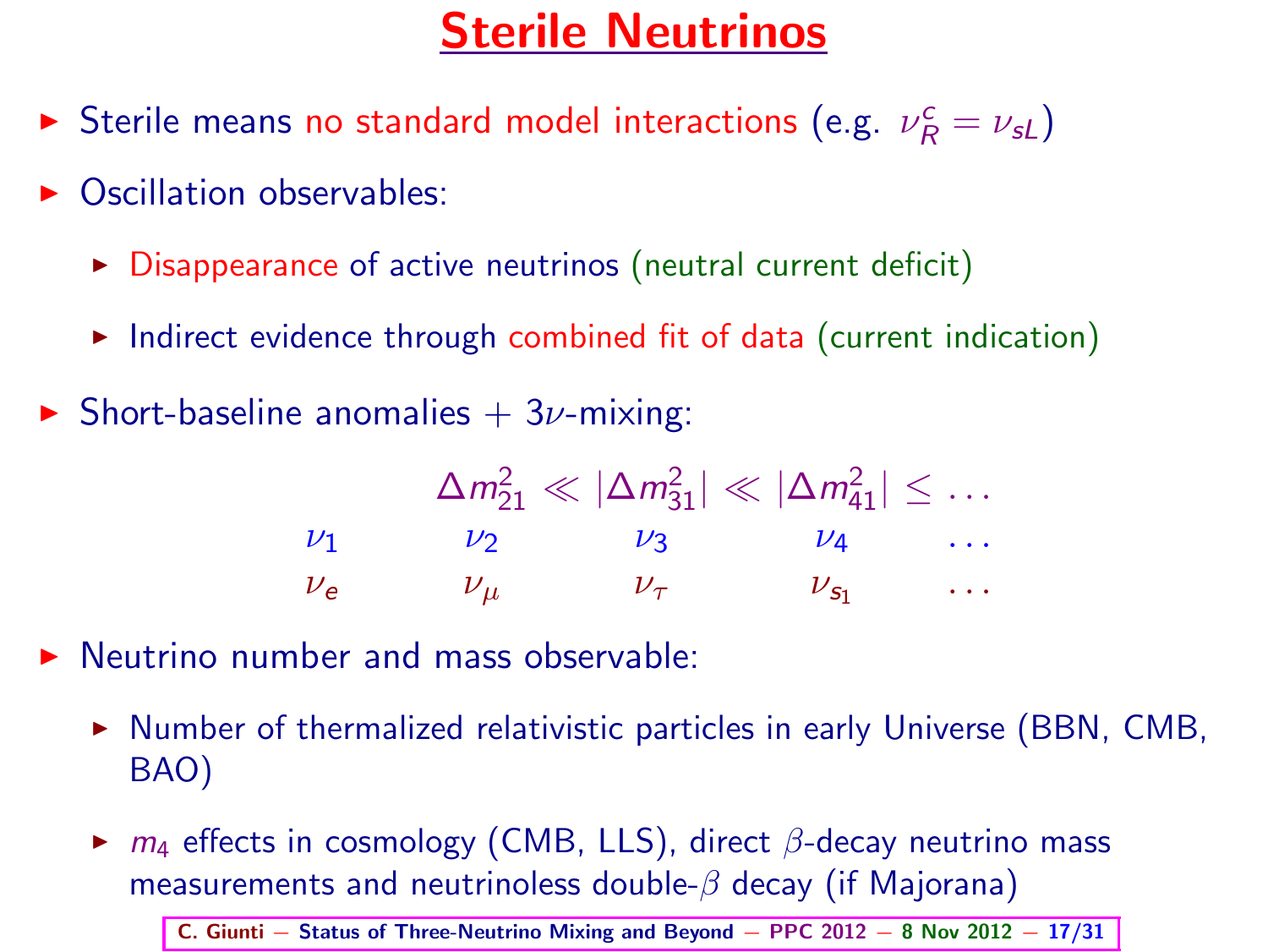# Sterile Neutrinos

- Sterile means no standard model interactions (e.g. $\nu_R^c = \nu_{sL}$)
- Oscillation observables:
  - Disappearance of active neutrinos (neutral current deficit)
  - Indirect evidence through combined fit of data (current indication)
- Short-baseline anomalies + $3\nu$-mixing:

$$\Delta m^2_{21} \ll |\Delta m^2_{31}| \ll |\Delta m^2_{41}| \leq \ldots$$

$$\begin{array}{ccccc} \nu_1 & \nu_2 & \nu_3 & \nu_4 & \ldots \\ \nu_e & \nu_\mu & \nu_\tau & \nu_{s_1} & \ldots \end{array}$$

- Neutrino number and mass observable:
  - Number of thermalized relativistic particles in early Universe (BBN, CMB, BAO)
  - $m_4$ effects in cosmology (CMB, LLS), direct $\beta$-decay neutrino mass measurements and neutrinoless double-$\beta$ decay (if Majorana)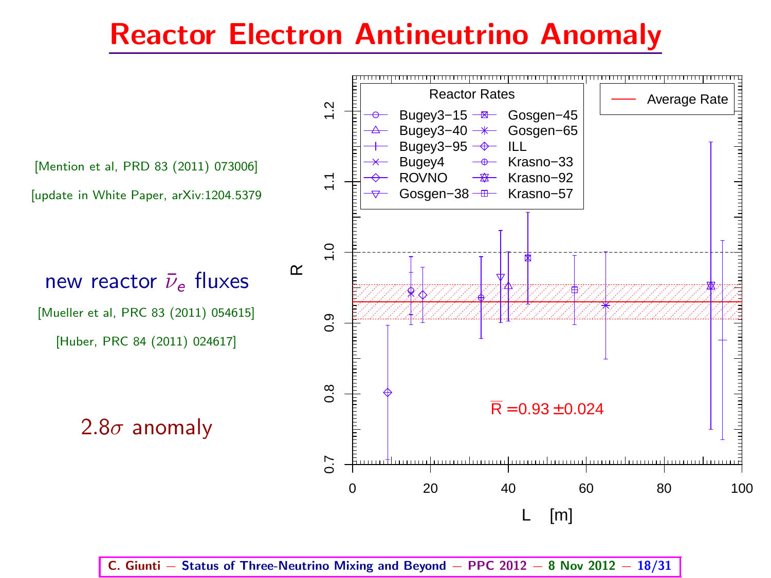# Reactor Electron Antineutrino Anomaly

[Mention et al, PRD 83 (2011) 073006]

[update in White Paper, arXiv:1204.5379

new reactor $\bar{\nu}_e$ fluxes

[Mueller et al, PRC 83 (2011) 054615]

[Huber, PRC 84 (2011) 024617]

$2.8\sigma$ anomaly

Reactor Rates: Bugey3−15, Bugey3−40, Bugey3−95, Bugey4, ROVNO, Gosgen−38, Gosgen−45, Gosgen−65, ILL, Krasno−33, Krasno−92, Krasno−57

Average Rate

$\overline{R} = 0.93 \pm 0.024$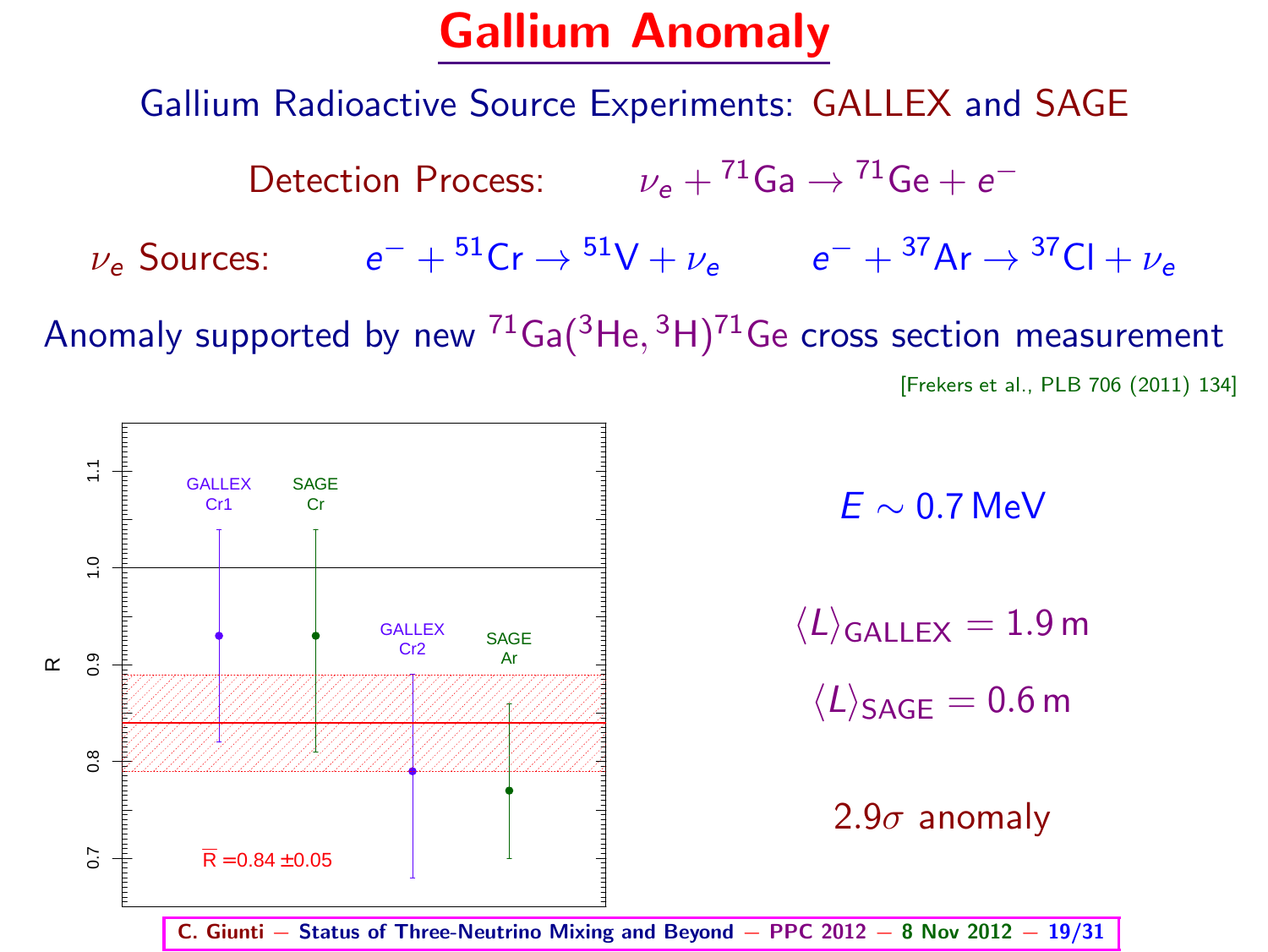# Gallium Anomaly

Gallium Radioactive Source Experiments: GALLEX and SAGE

Detection Process: $\nu_e + {}^{71}\text{Ga} \to {}^{71}\text{Ge} + e^-$

$\nu_e$ Sources: $e^- + {}^{51}\text{Cr} \to {}^{51}\text{V} + \nu_e$ $\quad$ $e^- + {}^{37}\text{Ar} \to {}^{37}\text{Cl} + \nu_e$

Anomaly supported by new ${}^{71}\text{Ga}({}^{3}\text{He}, {}^{3}\text{H}){}^{71}\text{Ge}$ cross section measurement

[Frekers et al., PLB 706 (2011) 134]

GALLEX Cr1, SAGE Cr, GALLEX Cr2, SAGE Ar

$\overline{R} = 0.84 \pm 0.05$

$E \sim 0.7\,\text{MeV}$

$\langle L \rangle_{\text{GALLEX}} = 1.9\,\text{m}$

$\langle L \rangle_{\text{SAGE}} = 0.6\,\text{m}$

$2.9\sigma$ anomaly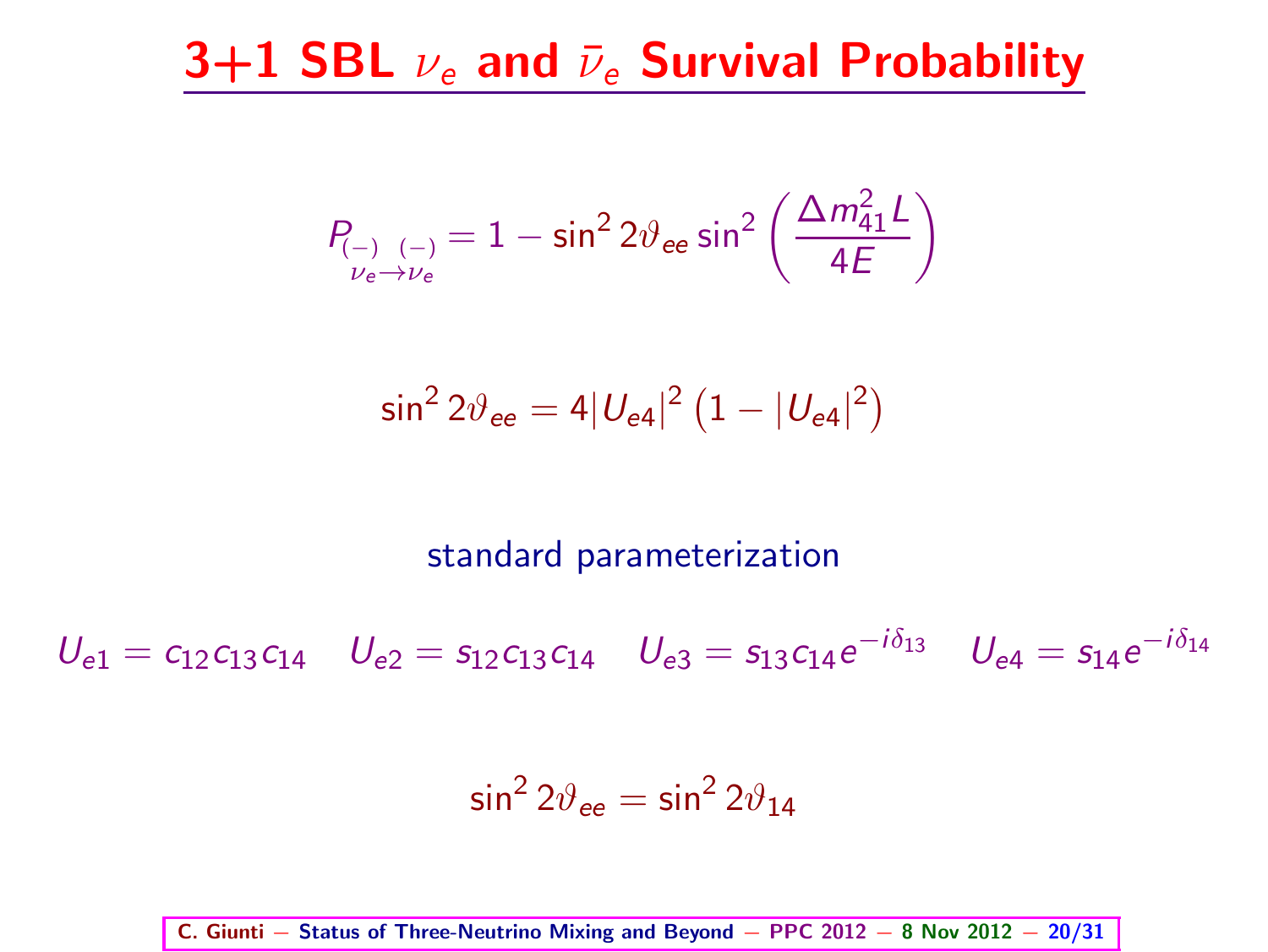# 3+1 SBL $\nu_e$ and $\bar{\nu}_e$ Survival Probability

$$P_{\overset{(-)}{\nu}_e \to \overset{(-)}{\nu}_e} = 1 - \sin^2 2\vartheta_{ee} \sin^2\left(\frac{\Delta m^2_{41} L}{4E}\right)$$

$$\sin^2 2\vartheta_{ee} = 4|U_{e4}|^2\left(1 - |U_{e4}|^2\right)$$

standard parameterization

$$U_{e1} = c_{12}c_{13}c_{14} \quad U_{e2} = s_{12}c_{13}c_{14} \quad U_{e3} = s_{13}c_{14}e^{-i\delta_{13}} \quad U_{e4} = s_{14}e^{-i\delta_{14}}$$

$$\sin^2 2\vartheta_{ee} = \sin^2 2\vartheta_{14}$$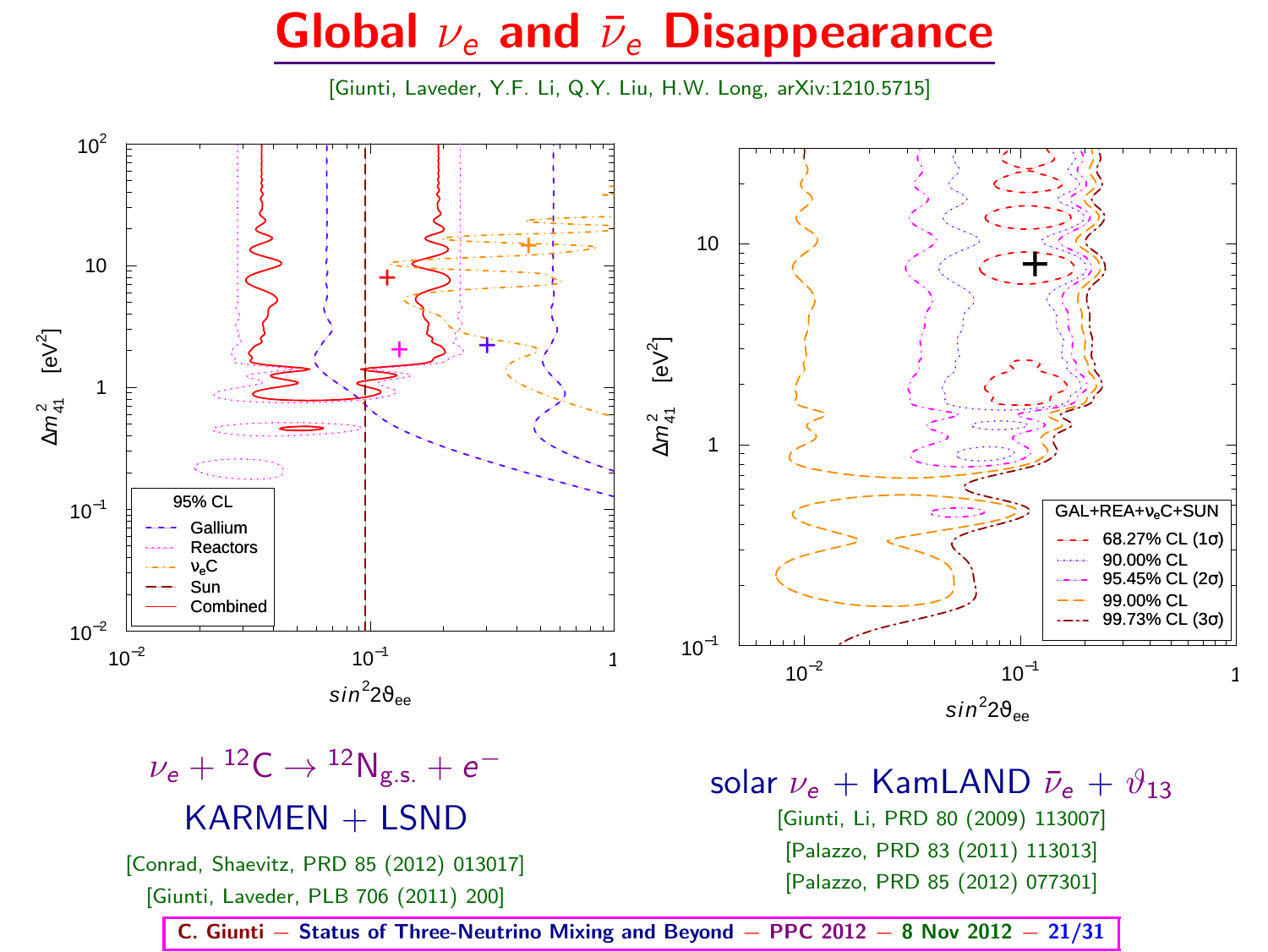# Global $\nu_e$ and $\bar{\nu}_e$ Disappearance

[Giunti, Laveder, Y.F. Li, Q.Y. Liu, H.W. Long, arXiv:1210.5715]

$\nu_e + {}^{12}\text{C} \to {}^{12}\text{N}_{\text{g.s.}} + e^-$

KARMEN + LSND

[Conrad, Shaevitz, PRD 85 (2012) 013017]

[Giunti, Laveder, PLB 706 (2011) 200]

solar $\nu_e$ + KamLAND $\bar{\nu}_e$ + $\vartheta_{13}$

[Giunti, Li, PRD 80 (2009) 113007]

[Palazzo, PRD 83 (2011) 113013]

[Palazzo, PRD 85 (2012) 077301]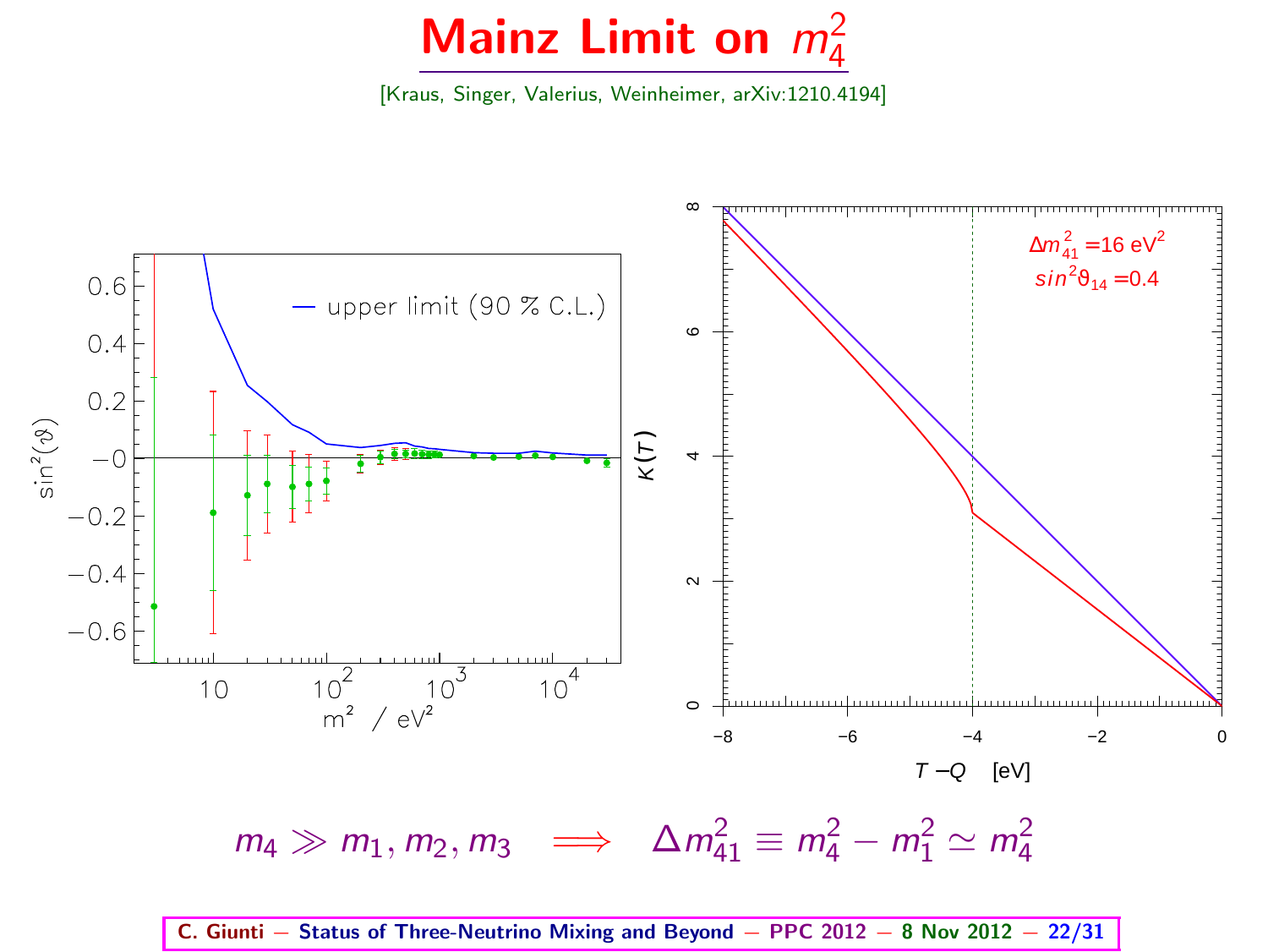# Mainz Limit on $m_4^2$

[Kraus, Singer, Valerius, Weinheimer, arXiv:1210.4194]

$$m_4 \gg m_1, m_2, m_3 \implies \Delta m_{41}^2 \equiv m_4^2 - m_1^2 \simeq m_4^2$$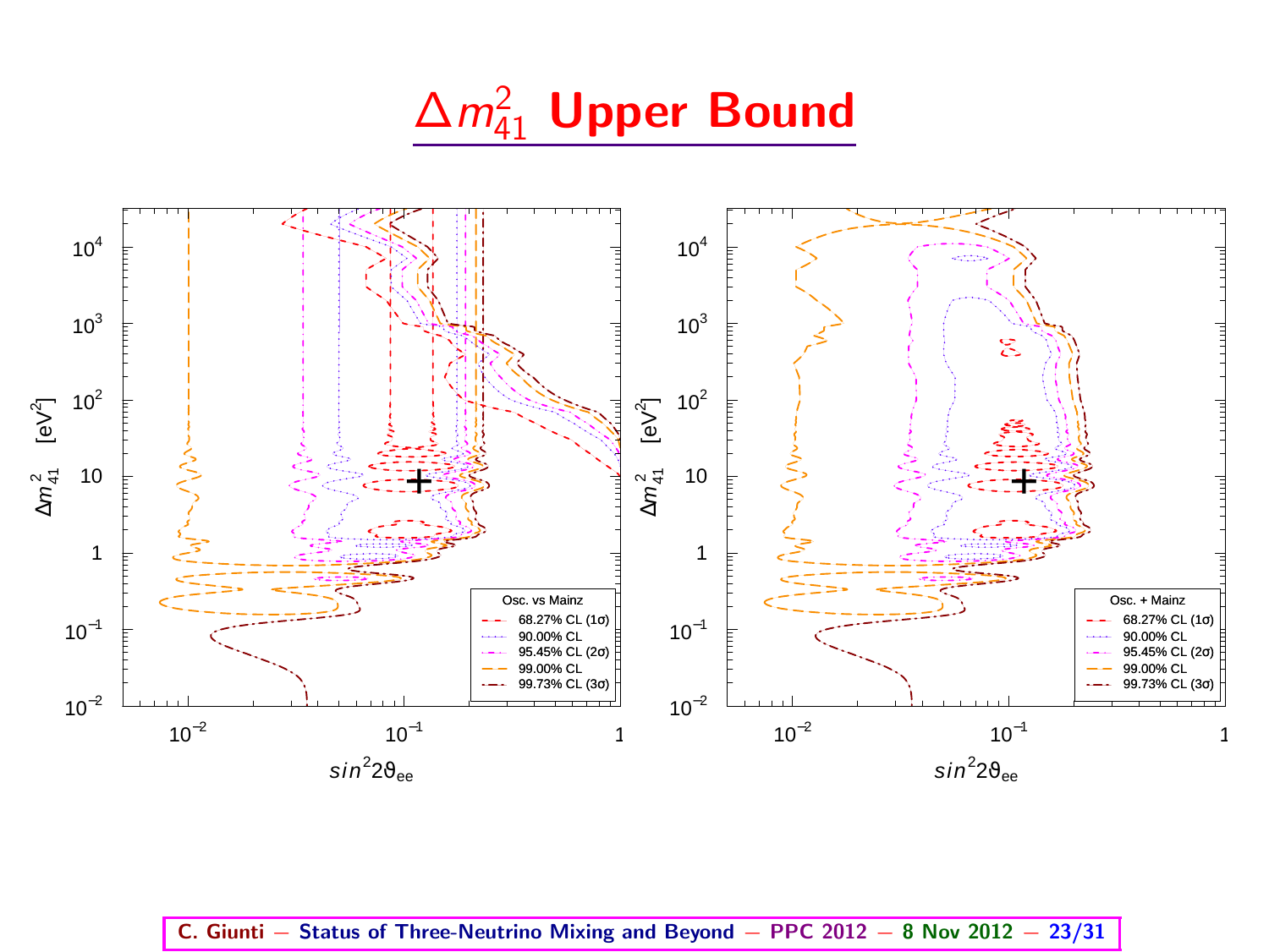# $\Delta m^2_{41}$ Upper Bound

Osc. vs Mainz

- 68.27% CL (1σ)
- 90.00% CL
- 95.45% CL (2σ)
- 99.00% CL
- 99.73% CL (3σ)

Osc. + Mainz

- 68.27% CL (1σ)
- 90.00% CL
- 95.45% CL (2σ)
- 99.00% CL
- 99.73% CL (3σ)

$\Delta m^2_{41}$ [eV$^2$] vs. $sin^2 2\vartheta_{ee}$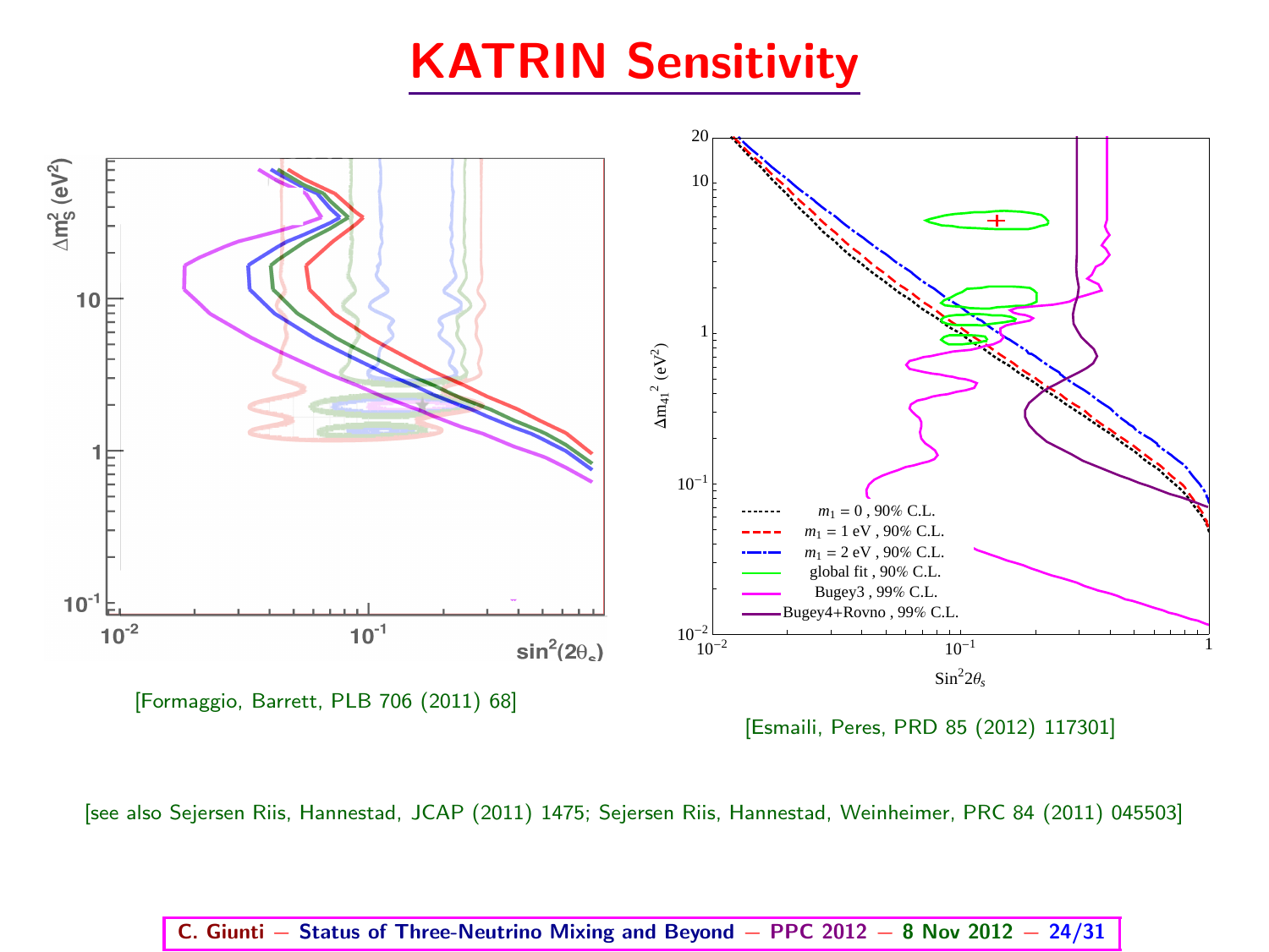# KATRIN Sensitivity

[Formaggio, Barrett, PLB 706 (2011) 68]

[Esmaili, Peres, PRD 85 (2012) 117301]

[see also Sejersen Riis, Hannestad, JCAP (2011) 1475; Sejersen Riis, Hannestad, Weinheimer, PRC 84 (2011) 045503]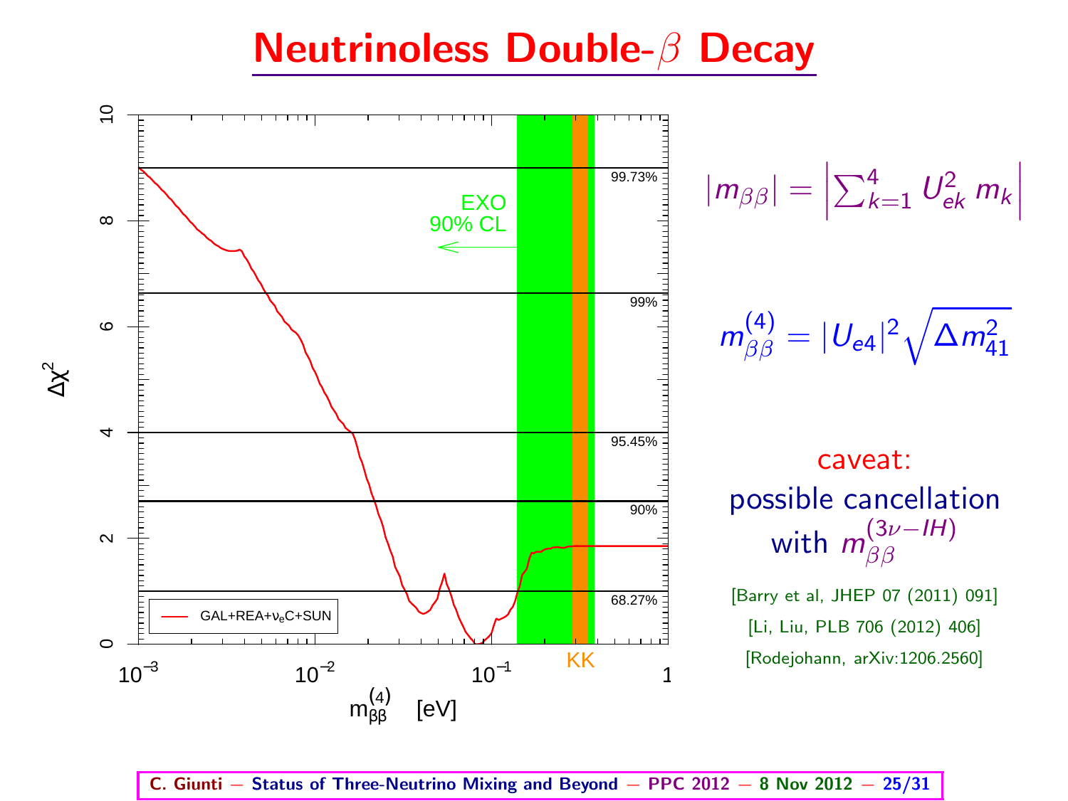# Neutrinoless Double-$\beta$ Decay

$$|m_{\beta\beta}| = \left| \sum_{k=1}^{4} U_{ek}^2 \, m_k \right|$$

$$m_{\beta\beta}^{(4)} = |U_{e4}|^2 \sqrt{\Delta m_{41}^2}$$

caveat:
possible cancellation with $m_{\beta\beta}^{(3\nu-IH)}$

[Barry et al, JHEP 07 (2011) 091]

[Li, Liu, PLB 706 (2012) 406]

[Rodejohann, arXiv:1206.2560]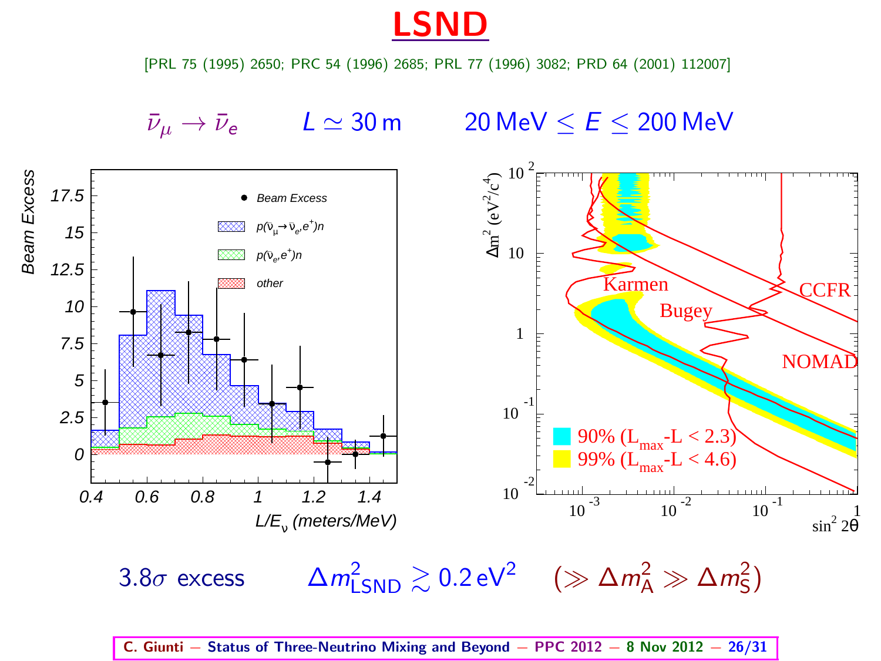# LSND

[PRL 75 (1995) 2650; PRC 54 (1996) 2685; PRL 77 (1996) 3082; PRD 64 (2001) 112007]

$\bar{\nu}_\mu \to \bar{\nu}_e$ $\quad L \simeq 30\,\text{m}$ $\quad 20\,\text{MeV} \leq E \leq 200\,\text{MeV}$

3.8$\sigma$ excess $\quad \Delta m^2_{\text{LSND}} \gtrsim 0.2\,\text{eV}^2 \quad (\gg \Delta m^2_{\text{A}} \gg \Delta m^2_{\text{S}})$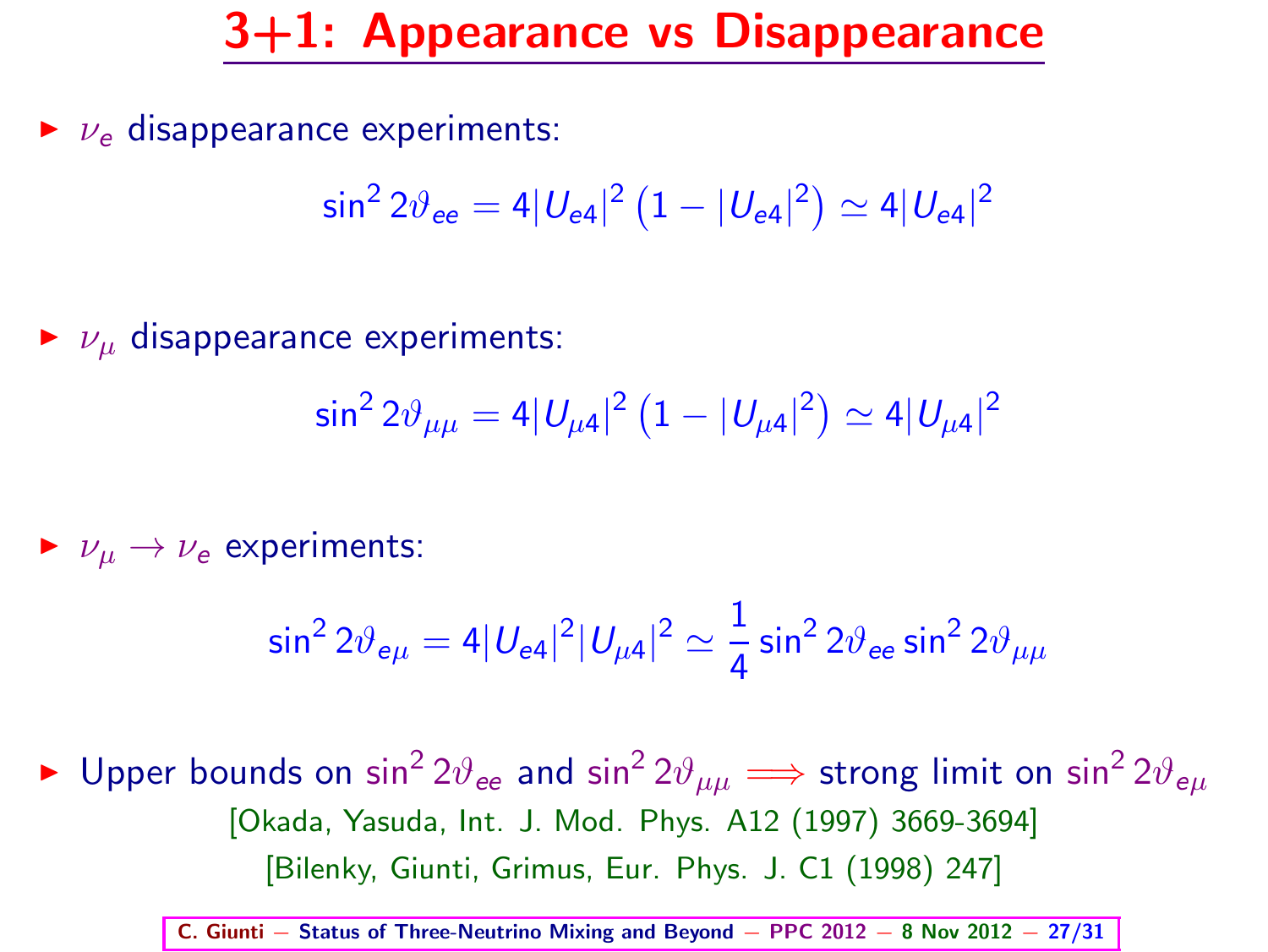# 3+1: Appearance vs Disappearance

- $\nu_e$ disappearance experiments:

$$\sin^2 2\vartheta_{ee} = 4|U_{e4}|^2 \left(1 - |U_{e4}|^2\right) \simeq 4|U_{e4}|^2$$

- $\nu_\mu$ disappearance experiments:

$$\sin^2 2\vartheta_{\mu\mu} = 4|U_{\mu 4}|^2 \left(1 - |U_{\mu 4}|^2\right) \simeq 4|U_{\mu 4}|^2$$

- $\nu_\mu \to \nu_e$ experiments:

$$\sin^2 2\vartheta_{e\mu} = 4|U_{e4}|^2 |U_{\mu 4}|^2 \simeq \frac{1}{4} \sin^2 2\vartheta_{ee} \sin^2 2\vartheta_{\mu\mu}$$

- Upper bounds on $\sin^2 2\vartheta_{ee}$ and $\sin^2 2\vartheta_{\mu\mu}$ $\Longrightarrow$ strong limit on $\sin^2 2\vartheta_{e\mu}$

  [Okada, Yasuda, Int. J. Mod. Phys. A12 (1997) 3669-3694]

  [Bilenky, Giunti, Grimus, Eur. Phys. J. C1 (1998) 247]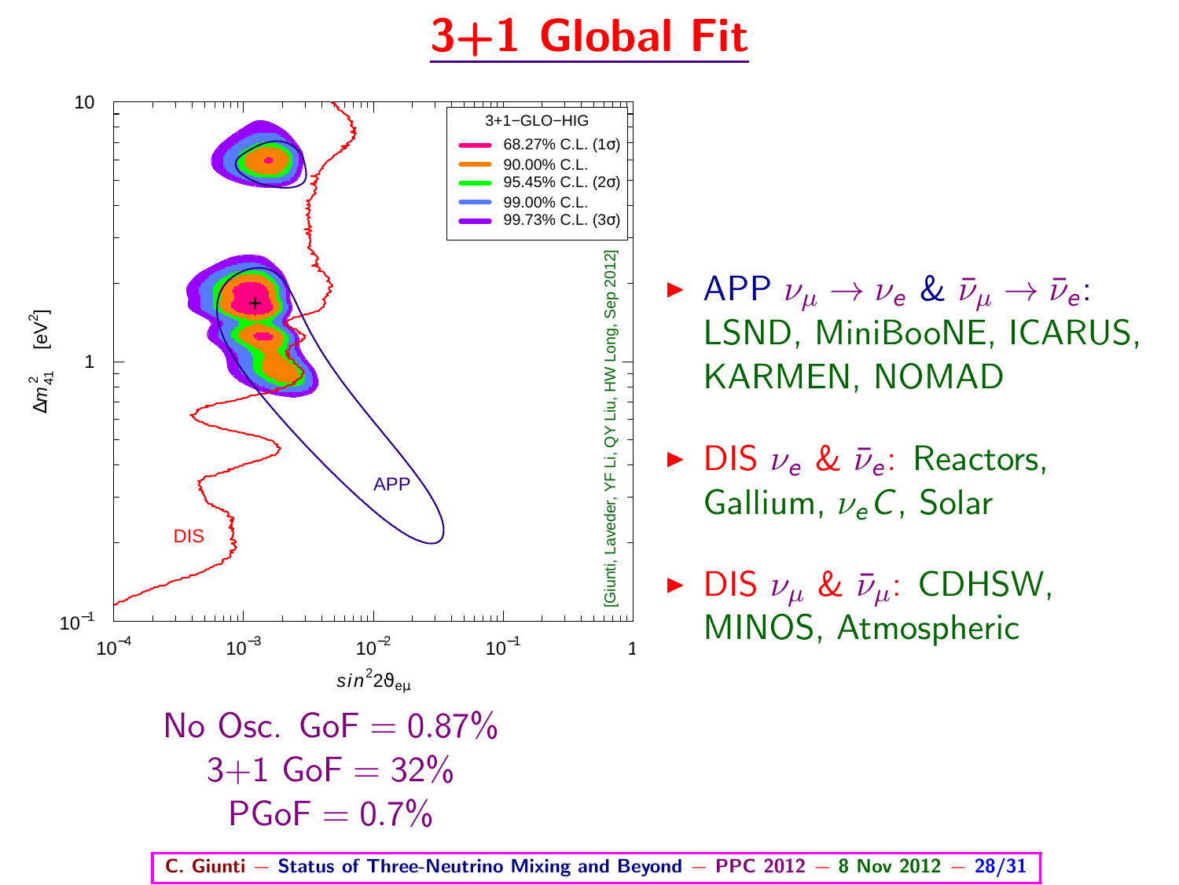# 3+1 Global Fit

- APP $\nu_\mu \to \nu_e$ & $\bar{\nu}_\mu \to \bar{\nu}_e$: LSND, MiniBooNE, ICARUS, KARMEN, NOMAD
- DIS $\nu_e$ & $\bar{\nu}_e$: Reactors, Gallium, $\nu_e C$, Solar
- DIS $\nu_\mu$ & $\bar{\nu}_\mu$: CDHSW, MINOS, Atmospheric

No Osc. GoF = 0.87%

3+1 GoF = 32%

PGoF = 0.7%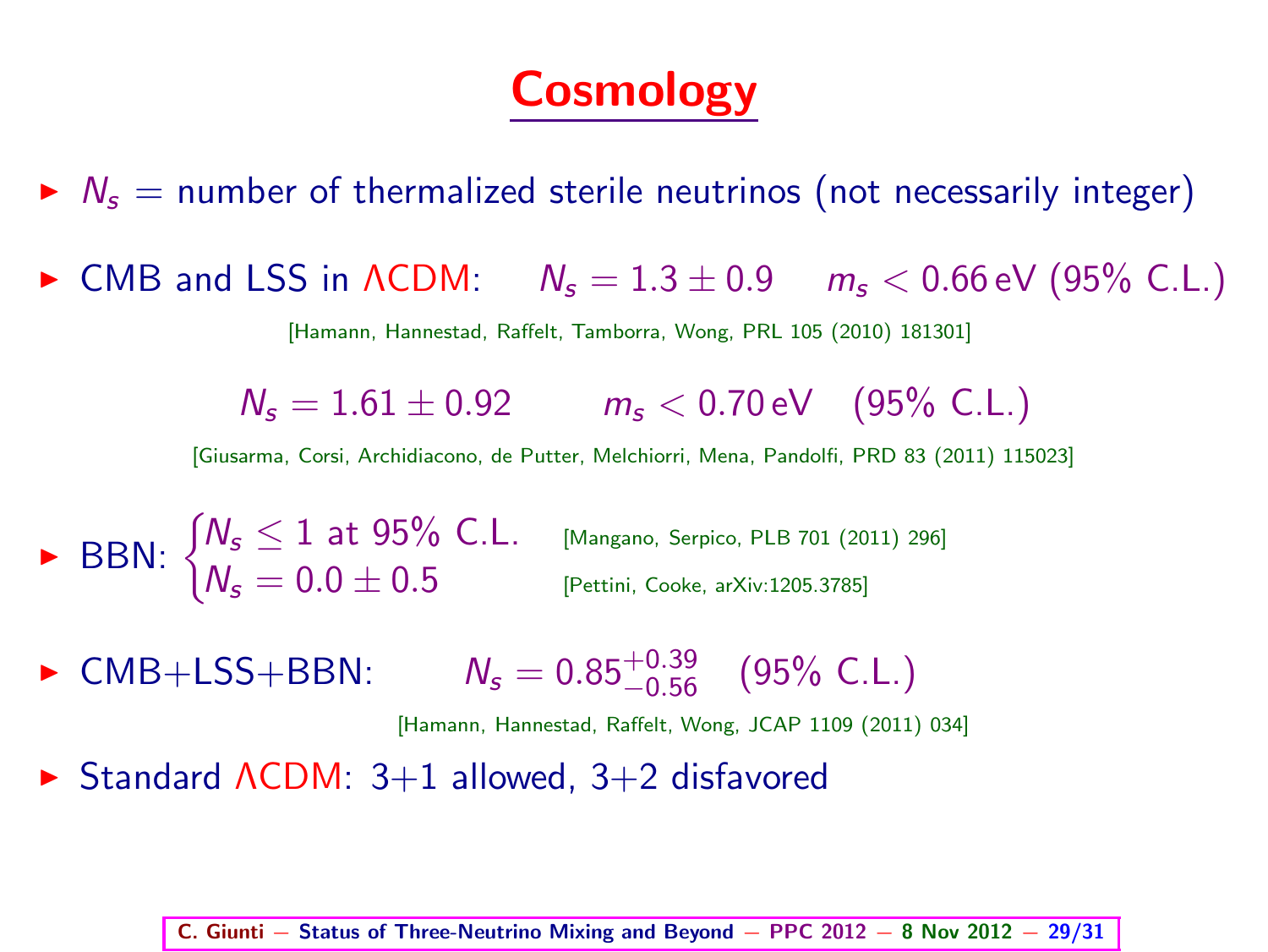# Cosmology

- $N_s$ = number of thermalized sterile neutrinos (not necessarily integer)

- CMB and LSS in ΛCDM: $N_s = 1.3 \pm 0.9$ $m_s < 0.66\,\text{eV}$ (95% C.L.)

  [Hamann, Hannestad, Raffelt, Tamborra, Wong, PRL 105 (2010) 181301]

  $$N_s = 1.61 \pm 0.92 \qquad m_s < 0.70\,\text{eV} \quad (95\%\ \text{C.L.})$$

  [Giusarma, Corsi, Archidiacono, de Putter, Melchiorri, Mena, Pandolfi, PRD 83 (2011) 115023]

- BBN: 
  $$\begin{cases} N_s \leq 1 \text{ at } 95\%\ \text{C.L.} \\ N_s = 0.0 \pm 0.5 \end{cases}$$
  [Mangano, Serpico, PLB 701 (2011) 296]
  [Pettini, Cooke, arXiv:1205.3785]

- CMB+LSS+BBN: $N_s = 0.85^{+0.39}_{-0.56}$ (95% C.L.)

  [Hamann, Hannestad, Raffelt, Wong, JCAP 1109 (2011) 034]

- Standard ΛCDM: 3+1 allowed, 3+2 disfavored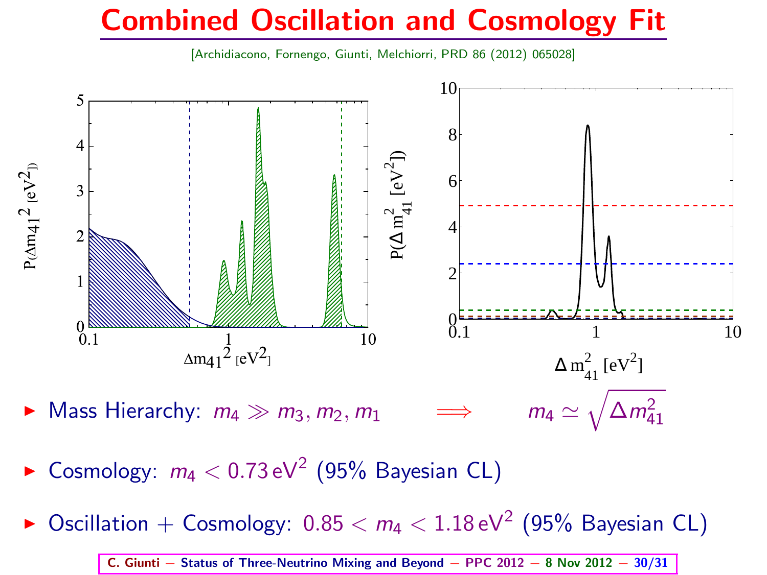# Combined Oscillation and Cosmology Fit

[Archidiacono, Fornengo, Giunti, Melchiorri, PRD 86 (2012) 065028]

- Mass Hierarchy: $m_4 \gg m_3, m_2, m_1 \implies m_4 \simeq \sqrt{\Delta m^2_{41}}$
- Cosmology: $m_4 < 0.73\,\text{eV}^2$ (95% Bayesian CL)
- Oscillation + Cosmology: $0.85 < m_4 < 1.18\,\text{eV}^2$ (95% Bayesian CL)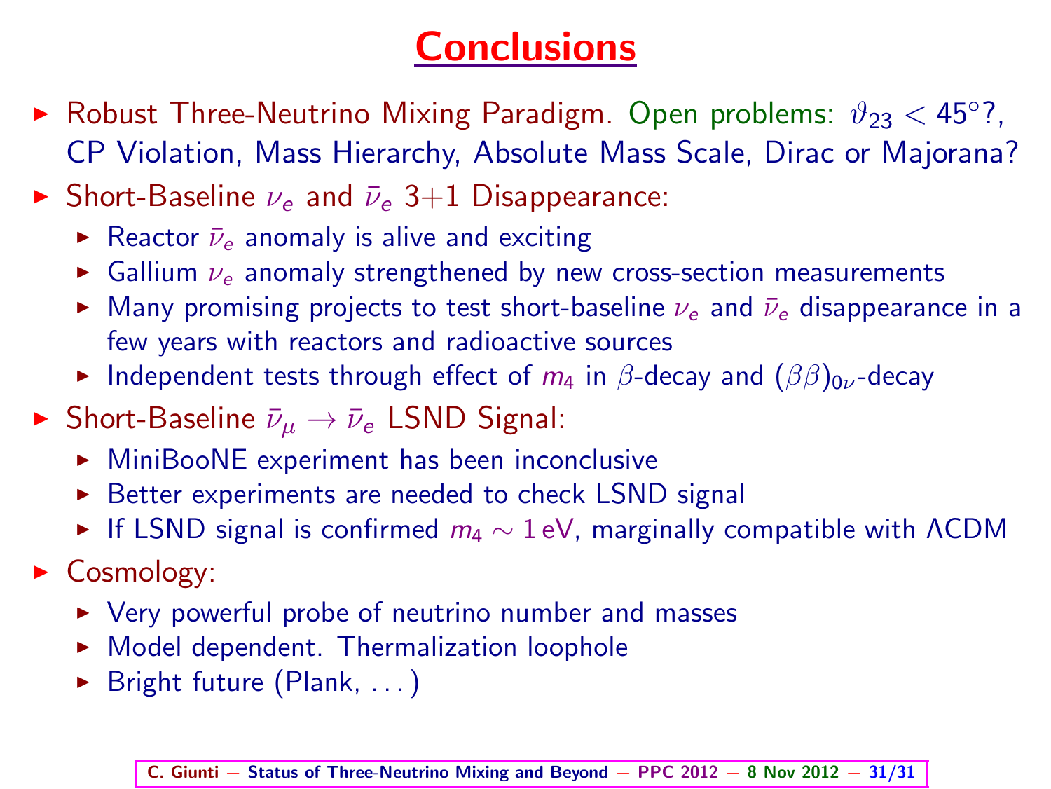# Conclusions

- Robust Three-Neutrino Mixing Paradigm. Open problems: $\vartheta_{23} < 45°$?, CP Violation, Mass Hierarchy, Absolute Mass Scale, Dirac or Majorana?
- Short-Baseline $\nu_e$ and $\bar{\nu}_e$ 3+1 Disappearance:
  - Reactor $\bar{\nu}_e$ anomaly is alive and exciting
  - Gallium $\nu_e$ anomaly strengthened by new cross-section measurements
  - Many promising projects to test short-baseline $\nu_e$ and $\bar{\nu}_e$ disappearance in a few years with reactors and radioactive sources
  - Independent tests through effect of $m_4$ in $\beta$-decay and $(\beta\beta)_{0\nu}$-decay
- Short-Baseline $\bar{\nu}_\mu \to \bar{\nu}_e$ LSND Signal:
  - MiniBooNE experiment has been inconclusive
  - Better experiments are needed to check LSND signal
  - If LSND signal is confirmed $m_4 \sim 1\,\text{eV}$, marginally compatible with ΛCDM
- Cosmology:
  - Very powerful probe of neutrino number and masses
  - Model dependent. Thermalization loophole
  - Bright future (Plank, ...)